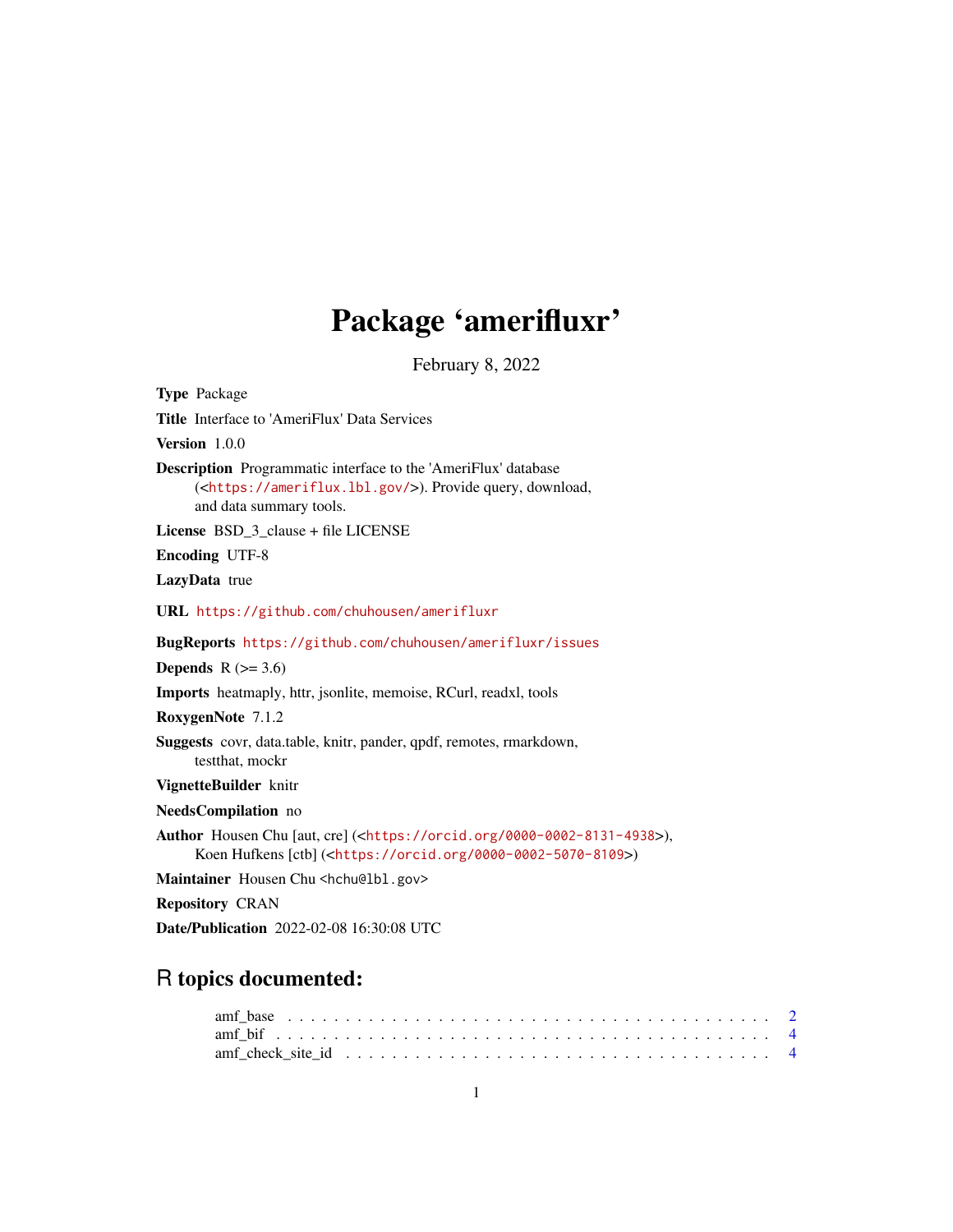# Package 'amerifluxr'

February 8, 2022

**Type** Package

**Title** Interface to 'AmeriFlux' Data Services

**Version** 1.0.0

**Description** Programmatic interface to the 'AmeriFlux' database (<https://ameriflux.lbl.gov/>). Provide query, download, and data summary tools.

**License** BSD_3_clause + file LICENSE

**Encoding** UTF-8

**LazyData** true

**URL** https://github.com/chuhousen/amerifluxr

**BugReports** https://github.com/chuhousen/amerifluxr/issues

**Depends** R (>= 3.6)

**Imports** heatmaply, httr, jsonlite, memoise, RCurl, readxl, tools

**RoxygenNote** 7.1.2

**Suggests** covr, data.table, knitr, pander, qpdf, remotes, rmarkdown, testthat, mockr

**VignetteBuilder** knitr

**NeedsCompilation** no

**Author** Housen Chu [aut, cre] (<https://orcid.org/0000-0002-8131-4938>), Koen Hufkens [ctb] (<https://orcid.org/0000-0002-5070-8109>)

**Maintainer** Housen Chu <hchu@lbl.gov>

**Repository** CRAN

**Date/Publication** 2022-02-08 16:30:08 UTC

## R topics documented:

amf_base . . . . . . . . . . . . . . . . . . . . . . . . . . . . . . . . . . . . . . . . 2
amf_bif . . . . . . . . . . . . . . . . . . . . . . . . . . . . . . . . . . . . . . . . . 4
amf_check_site_id . . . . . . . . . . . . . . . . . . . . . . . . . . . . . . . . . . . 4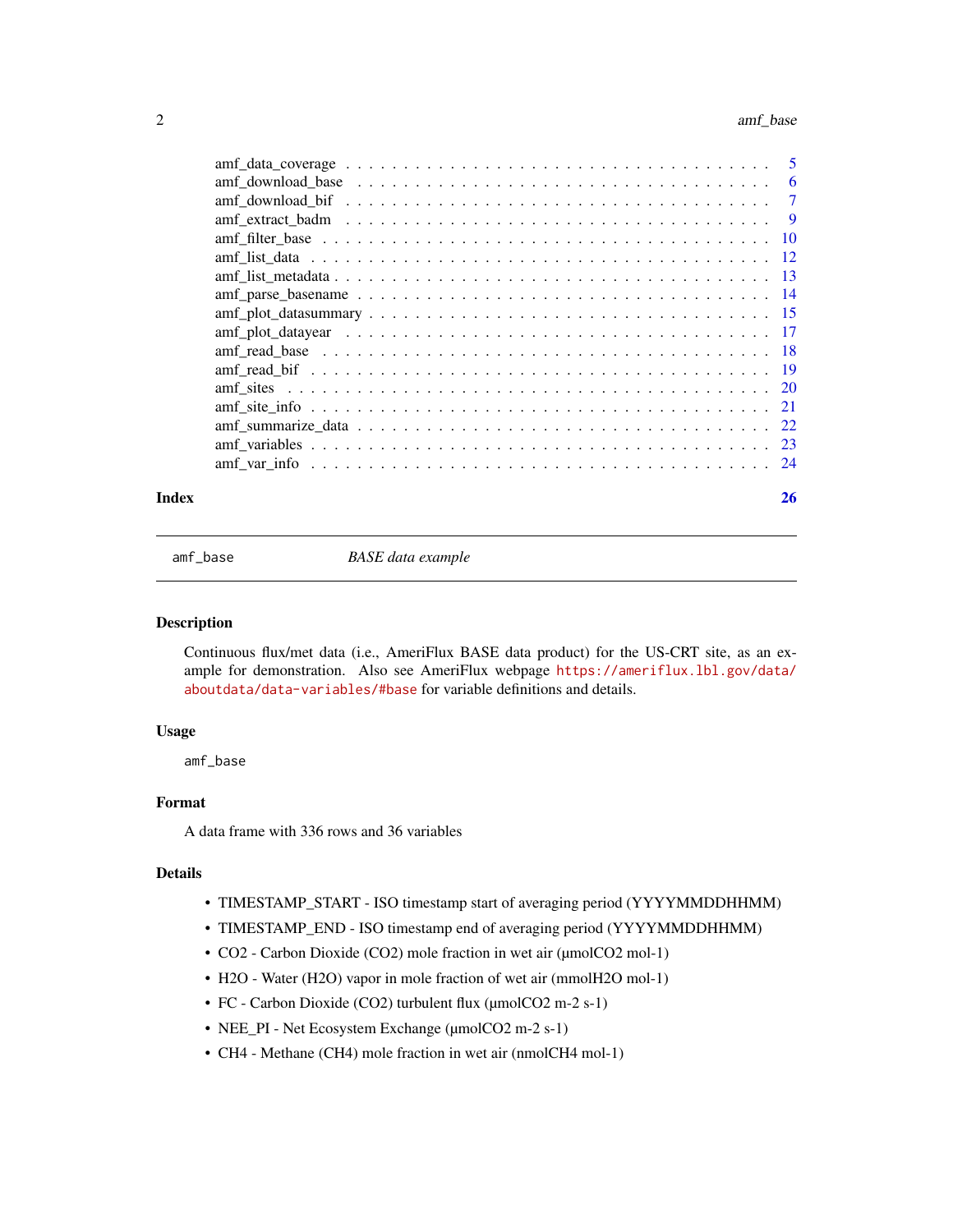amf_data_coverage . . . . . . . . . . . . . . . . . . . . . . . . . . . . . . . . . . . 5
amf_download_base . . . . . . . . . . . . . . . . . . . . . . . . . . . . . . . . . . . 6
amf_download_bif . . . . . . . . . . . . . . . . . . . . . . . . . . . . . . . . . . . . 7
amf_extract_badm . . . . . . . . . . . . . . . . . . . . . . . . . . . . . . . . . . . . 9
amf_filter_base . . . . . . . . . . . . . . . . . . . . . . . . . . . . . . . . . . . . 10
amf_list_data . . . . . . . . . . . . . . . . . . . . . . . . . . . . . . . . . . . . . 12
amf_list_metadata . . . . . . . . . . . . . . . . . . . . . . . . . . . . . . . . . . . 13
amf_parse_basename . . . . . . . . . . . . . . . . . . . . . . . . . . . . . . . . . . 14
amf_plot_datasummary . . . . . . . . . . . . . . . . . . . . . . . . . . . . . . . . . 15
amf_plot_datayear . . . . . . . . . . . . . . . . . . . . . . . . . . . . . . . . . . . 17
amf_read_base . . . . . . . . . . . . . . . . . . . . . . . . . . . . . . . . . . . . . 18
amf_read_bif . . . . . . . . . . . . . . . . . . . . . . . . . . . . . . . . . . . . . . 19
amf_sites . . . . . . . . . . . . . . . . . . . . . . . . . . . . . . . . . . . . . . . . 20
amf_site_info . . . . . . . . . . . . . . . . . . . . . . . . . . . . . . . . . . . . . 21
amf_summarize_data . . . . . . . . . . . . . . . . . . . . . . . . . . . . . . . . . . 22
amf_variables . . . . . . . . . . . . . . . . . . . . . . . . . . . . . . . . . . . . . 23
amf_var_info . . . . . . . . . . . . . . . . . . . . . . . . . . . . . . . . . . . . . . 24

**Index** **26**

---

`amf_base` *BASE data example*

---

## Description

Continuous flux/met data (i.e., AmeriFlux BASE data product) for the US-CRT site, as an example for demonstration. Also see AmeriFlux webpage https://ameriflux.lbl.gov/data/aboutdata/data-variables/#base for variable definitions and details.

## Usage

```
amf_base
```

## Format

A data frame with 336 rows and 36 variables

## Details

- TIMESTAMP_START - ISO timestamp start of averaging period (YYYYMMDDHHMM)
- TIMESTAMP_END - ISO timestamp end of averaging period (YYYYMMDDHHMM)
- CO2 - Carbon Dioxide (CO2) mole fraction in wet air (µmolCO2 mol-1)
- H2O - Water (H2O) vapor in mole fraction of wet air (mmolH2O mol-1)
- FC - Carbon Dioxide (CO2) turbulent flux (µmolCO2 m-2 s-1)
- NEE_PI - Net Ecosystem Exchange (µmolCO2 m-2 s-1)
- CH4 - Methane (CH4) mole fraction in wet air (nmolCH4 mol-1)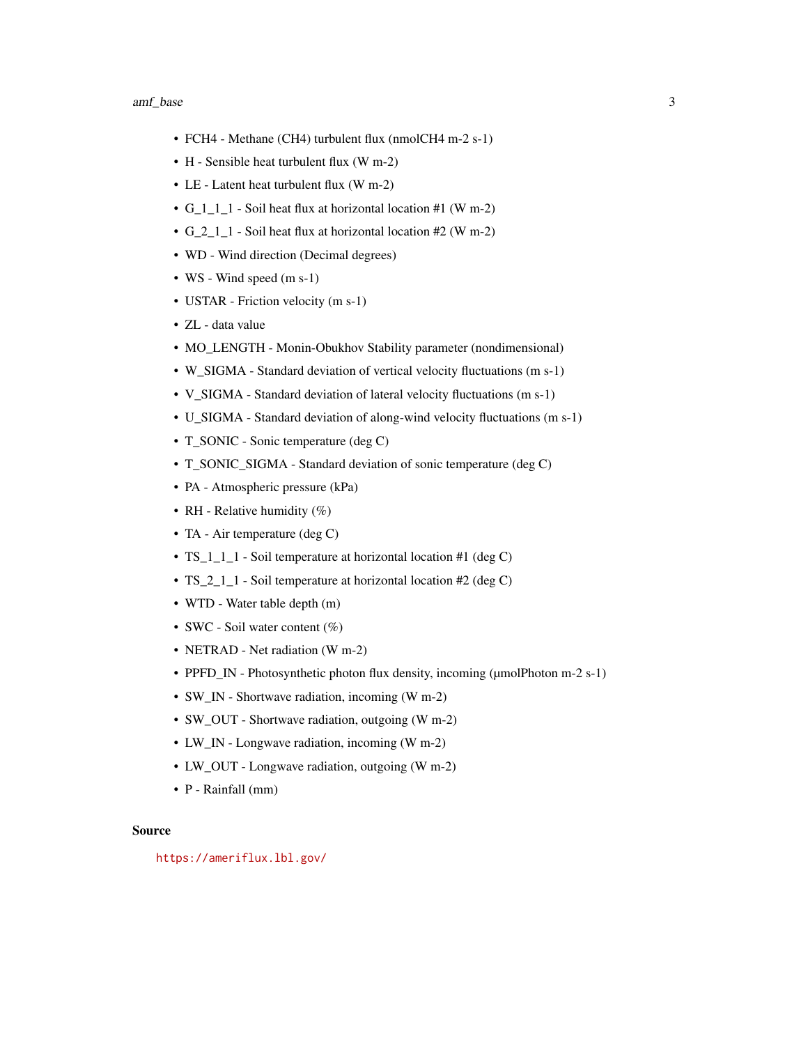- FCH4 - Methane (CH4) turbulent flux (nmolCH4 m-2 s-1)
- H - Sensible heat turbulent flux (W m-2)
- LE - Latent heat turbulent flux (W m-2)
- G_1_1_1 - Soil heat flux at horizontal location #1 (W m-2)
- G_2_1_1 - Soil heat flux at horizontal location #2 (W m-2)
- WD - Wind direction (Decimal degrees)
- WS - Wind speed (m s-1)
- USTAR - Friction velocity (m s-1)
- ZL - data value
- MO_LENGTH - Monin-Obukhov Stability parameter (nondimensional)
- W_SIGMA - Standard deviation of vertical velocity fluctuations (m s-1)
- V_SIGMA - Standard deviation of lateral velocity fluctuations (m s-1)
- U_SIGMA - Standard deviation of along-wind velocity fluctuations (m s-1)
- T_SONIC - Sonic temperature (deg C)
- T_SONIC_SIGMA - Standard deviation of sonic temperature (deg C)
- PA - Atmospheric pressure (kPa)
- RH - Relative humidity (%)
- TA - Air temperature (deg C)
- TS_1_1_1 - Soil temperature at horizontal location #1 (deg C)
- TS_2_1_1 - Soil temperature at horizontal location #2 (deg C)
- WTD - Water table depth (m)
- SWC - Soil water content (%)
- NETRAD - Net radiation (W m-2)
- PPFD_IN - Photosynthetic photon flux density, incoming (µmolPhoton m-2 s-1)
- SW_IN - Shortwave radiation, incoming (W m-2)
- SW_OUT - Shortwave radiation, outgoing (W m-2)
- LW_IN - Longwave radiation, incoming (W m-2)
- LW_OUT - Longwave radiation, outgoing (W m-2)
- P - Rainfall (mm)

### Source

https://ameriflux.lbl.gov/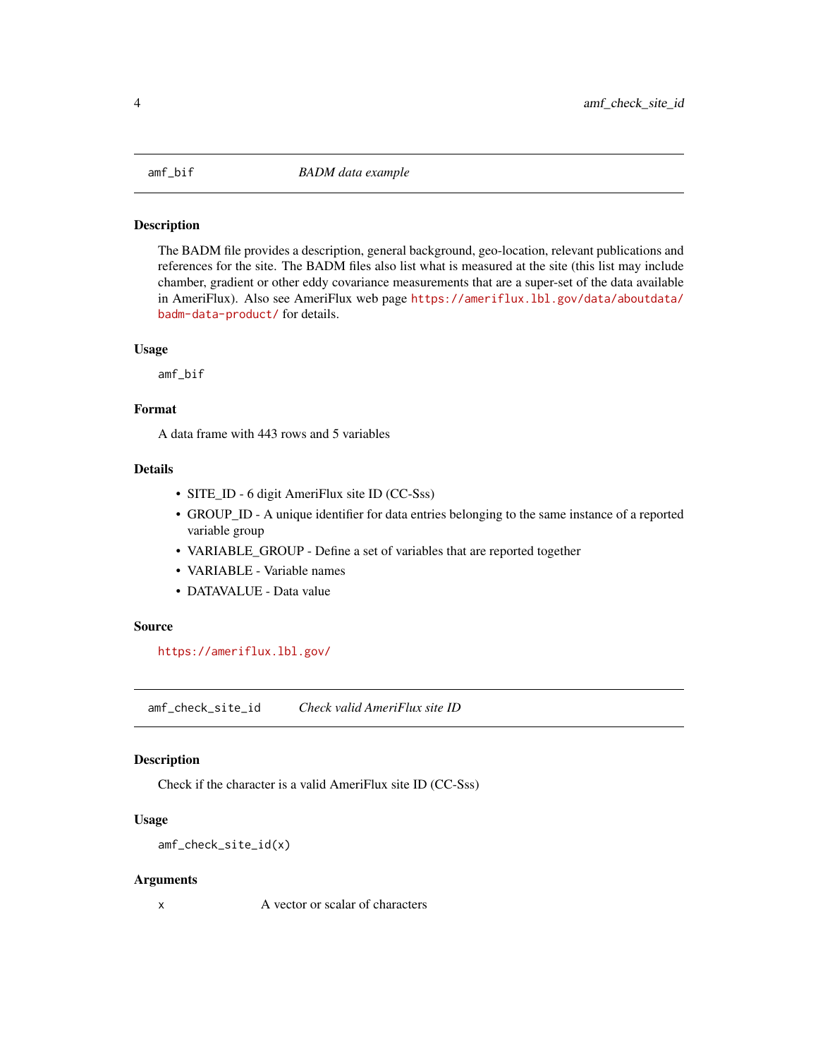## amf_bif — *BADM data example*

### Description

The BADM file provides a description, general background, geo-location, relevant publications and references for the site. The BADM files also list what is measured at the site (this list may include chamber, gradient or other eddy covariance measurements that are a super-set of the data available in AmeriFlux). Also see AmeriFlux web page https://ameriflux.lbl.gov/data/aboutdata/badm-data-product/ for details.

### Usage

```
amf_bif
```

### Format

A data frame with 443 rows and 5 variables

### Details

- SITE_ID - 6 digit AmeriFlux site ID (CC-Sss)
- GROUP_ID - A unique identifier for data entries belonging to the same instance of a reported variable group
- VARIABLE_GROUP - Define a set of variables that are reported together
- VARIABLE - Variable names
- DATAVALUE - Data value

### Source

https://ameriflux.lbl.gov/

## amf_check_site_id — *Check valid AmeriFlux site ID*

### Description

Check if the character is a valid AmeriFlux site ID (CC-Sss)

### Usage

```
amf_check_site_id(x)
```

### Arguments

| | |
|---|---|
| x | A vector or scalar of characters |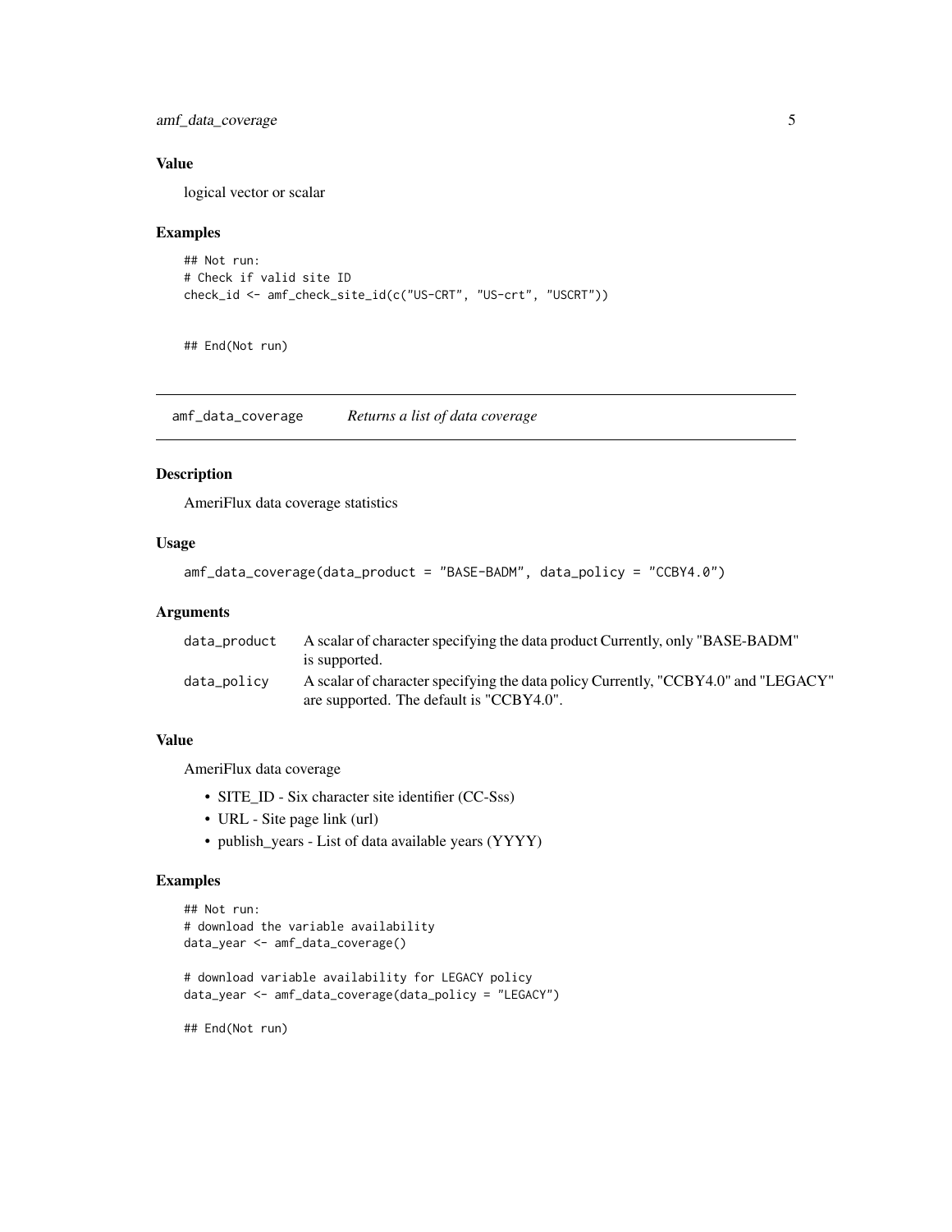### Value

logical vector or scalar

### Examples

```
## Not run:
# Check if valid site ID
check_id <- amf_check_site_id(c("US-CRT", "US-crt", "USCRT"))


## End(Not run)
```

---

## amf_data_coverage *Returns a list of data coverage*

---

### Description

AmeriFlux data coverage statistics

### Usage

```
amf_data_coverage(data_product = "BASE-BADM", data_policy = "CCBY4.0")
```

### Arguments

| | |
|---|---|
| `data_product` | A scalar of character specifying the data product Currently, only "BASE-BADM" is supported. |
| `data_policy` | A scalar of character specifying the data policy Currently, "CCBY4.0" and "LEGACY" are supported. The default is "CCBY4.0". |

### Value

AmeriFlux data coverage

- SITE_ID - Six character site identifier (CC-Sss)
- URL - Site page link (url)
- publish_years - List of data available years (YYYY)

### Examples

```
## Not run:
# download the variable availability
data_year <- amf_data_coverage()

# download variable availability for LEGACY policy
data_year <- amf_data_coverage(data_policy = "LEGACY")

## End(Not run)
```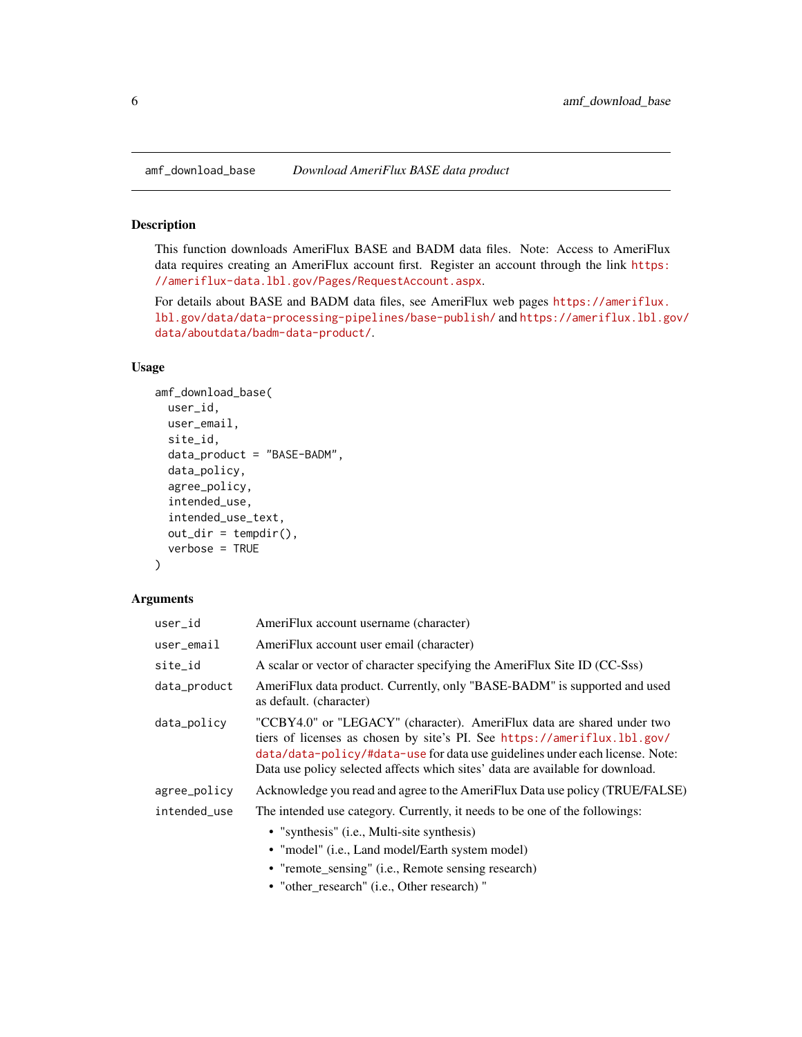## amf_download_base — *Download AmeriFlux BASE data product*

### Description

This function downloads AmeriFlux BASE and BADM data files. Note: Access to AmeriFlux data requires creating an AmeriFlux account first. Register an account through the link https://ameriflux-data.lbl.gov/Pages/RequestAccount.aspx.

For details about BASE and BADM data files, see AmeriFlux web pages https://ameriflux.lbl.gov/data/data-processing-pipelines/base-publish/ and https://ameriflux.lbl.gov/data/aboutdata/badm-data-product/.

### Usage

```
amf_download_base(
  user_id,
  user_email,
  site_id,
  data_product = "BASE-BADM",
  data_policy,
  agree_policy,
  intended_use,
  intended_use_text,
  out_dir = tempdir(),
  verbose = TRUE
)
```

### Arguments

| Argument | Description |
|---|---|
| `user_id` | AmeriFlux account username (character) |
| `user_email` | AmeriFlux account user email (character) |
| `site_id` | A scalar or vector of character specifying the AmeriFlux Site ID (CC-Sss) |
| `data_product` | AmeriFlux data product. Currently, only "BASE-BADM" is supported and used as default. (character) |
| `data_policy` | "CCBY4.0" or "LEGACY" (character). AmeriFlux data are shared under two tiers of licenses as chosen by site's PI. See https://ameriflux.lbl.gov/data/data-policy/#data-use for data use guidelines under each license. Note: Data use policy selected affects which sites' data are available for download. |
| `agree_policy` | Acknowledge you read and agree to the AmeriFlux Data use policy (TRUE/FALSE) |
| `intended_use` | The intended use category. Currently, it needs to be one of the followings: <br>• "synthesis" (i.e., Multi-site synthesis) <br>• "model" (i.e., Land model/Earth system model) <br>• "remote_sensing" (i.e., Remote sensing research) <br>• "other_research" (i.e., Other research) " |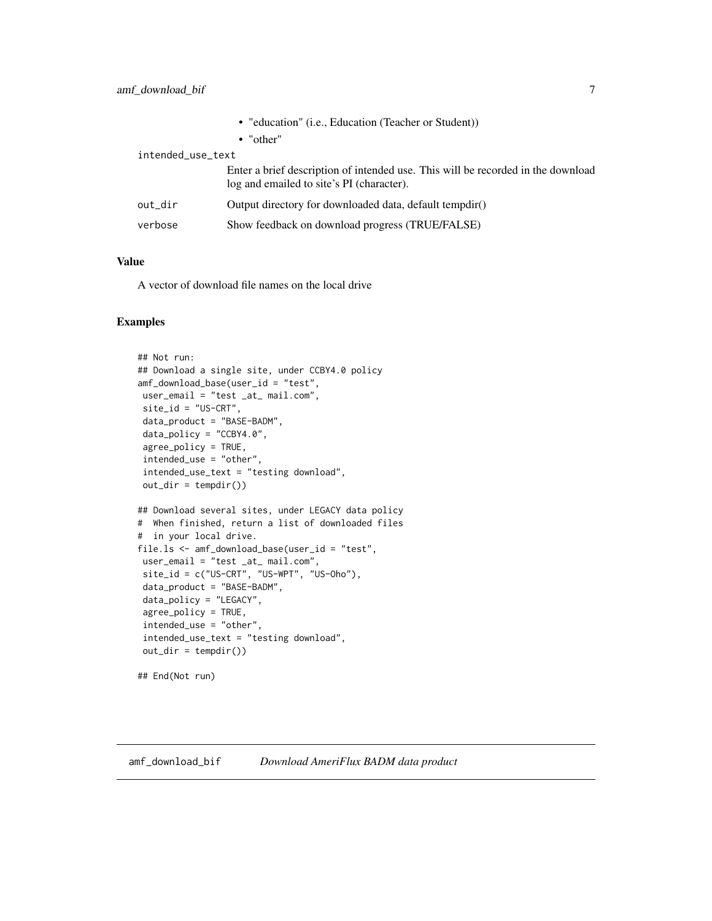- "education" (i.e., Education (Teacher or Student))
- "other"

intended_use_text
: Enter a brief description of intended use. This will be recorded in the download log and emailed to site's PI (character).

out_dir
: Output directory for downloaded data, default tempdir()

verbose
: Show feedback on download progress (TRUE/FALSE)

### Value

A vector of download file names on the local drive

### Examples

```
## Not run:
## Download a single site, under CCBY4.0 policy
amf_download_base(user_id = "test",
 user_email = "test _at_ mail.com",
 site_id = "US-CRT",
 data_product = "BASE-BADM",
 data_policy = "CCBY4.0",
 agree_policy = TRUE,
 intended_use = "other",
 intended_use_text = "testing download",
 out_dir = tempdir())

## Download several sites, under LEGACY data policy
#  When finished, return a list of downloaded files
#  in your local drive.
file.ls <- amf_download_base(user_id = "test",
 user_email = "test _at_ mail.com",
 site_id = c("US-CRT", "US-WPT", "US-Oho"),
 data_product = "BASE-BADM",
 data_policy = "LEGACY",
 agree_policy = TRUE,
 intended_use = "other",
 intended_use_text = "testing download",
 out_dir = tempdir())

## End(Not run)
```

## amf_download_bif    *Download AmeriFlux BADM data product*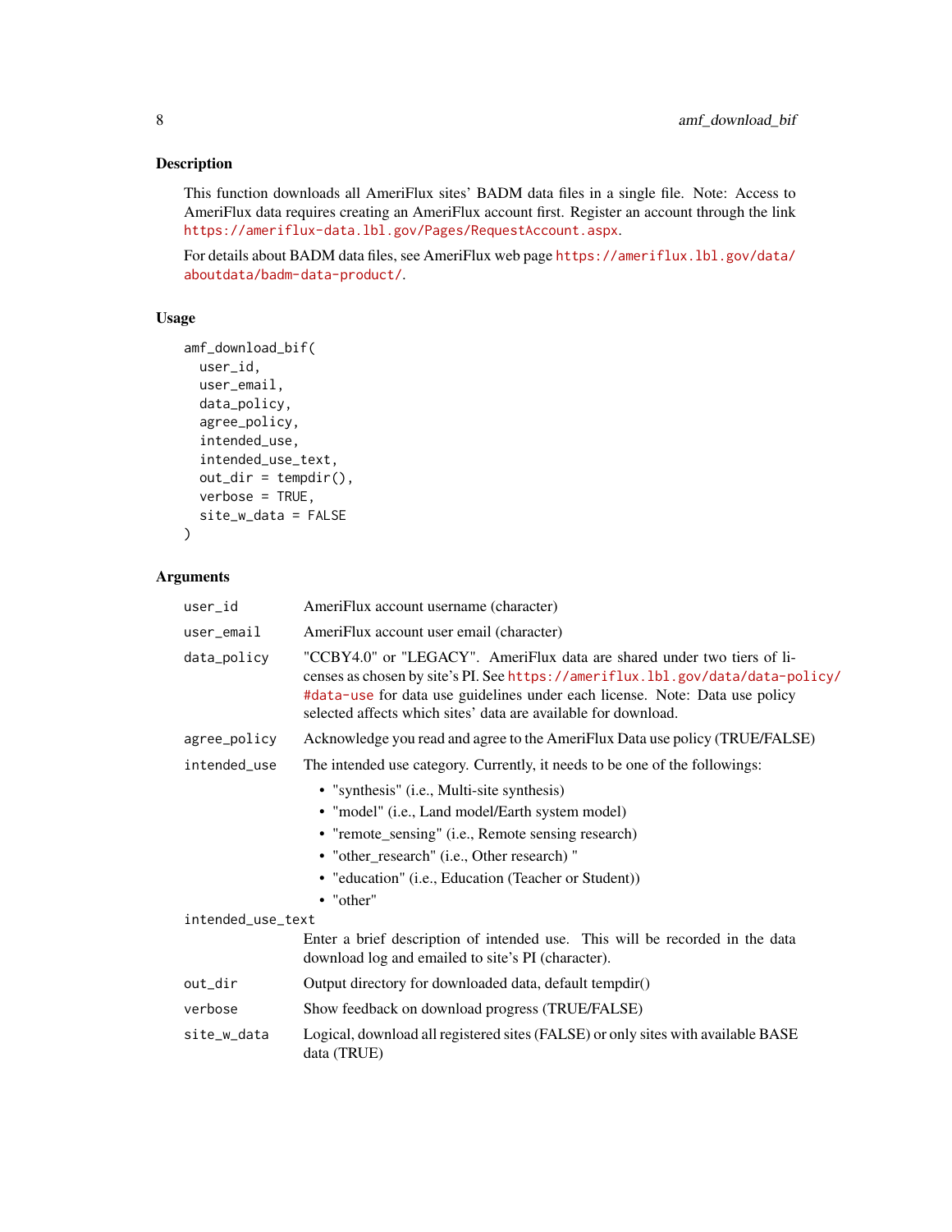## Description

This function downloads all AmeriFlux sites' BADM data files in a single file. Note: Access to AmeriFlux data requires creating an AmeriFlux account first. Register an account through the link https://ameriflux-data.lbl.gov/Pages/RequestAccount.aspx.

For details about BADM data files, see AmeriFlux web page https://ameriflux.lbl.gov/data/aboutdata/badm-data-product/.

## Usage

```
amf_download_bif(
  user_id,
  user_email,
  data_policy,
  agree_policy,
  intended_use,
  intended_use_text,
  out_dir = tempdir(),
  verbose = TRUE,
  site_w_data = FALSE
)
```

## Arguments

| Argument | Description |
| --- | --- |
| `user_id` | AmeriFlux account username (character) |
| `user_email` | AmeriFlux account user email (character) |
| `data_policy` | "CCBY4.0" or "LEGACY". AmeriFlux data are shared under two tiers of licenses as chosen by site's PI. See https://ameriflux.lbl.gov/data/data-policy/#data-use for data use guidelines under each license. Note: Data use policy selected affects which sites' data are available for download. |
| `agree_policy` | Acknowledge you read and agree to the AmeriFlux Data use policy (TRUE/FALSE) |
| `intended_use` | The intended use category. Currently, it needs to be one of the followings:<br>• "synthesis" (i.e., Multi-site synthesis)<br>• "model" (i.e., Land model/Earth system model)<br>• "remote_sensing" (i.e., Remote sensing research)<br>• "other_research" (i.e., Other research) "<br>• "education" (i.e., Education (Teacher or Student))<br>• "other" |
| `intended_use_text` | Enter a brief description of intended use. This will be recorded in the data download log and emailed to site's PI (character). |
| `out_dir` | Output directory for downloaded data, default tempdir() |
| `verbose` | Show feedback on download progress (TRUE/FALSE) |
| `site_w_data` | Logical, download all registered sites (FALSE) or only sites with available BASE data (TRUE) |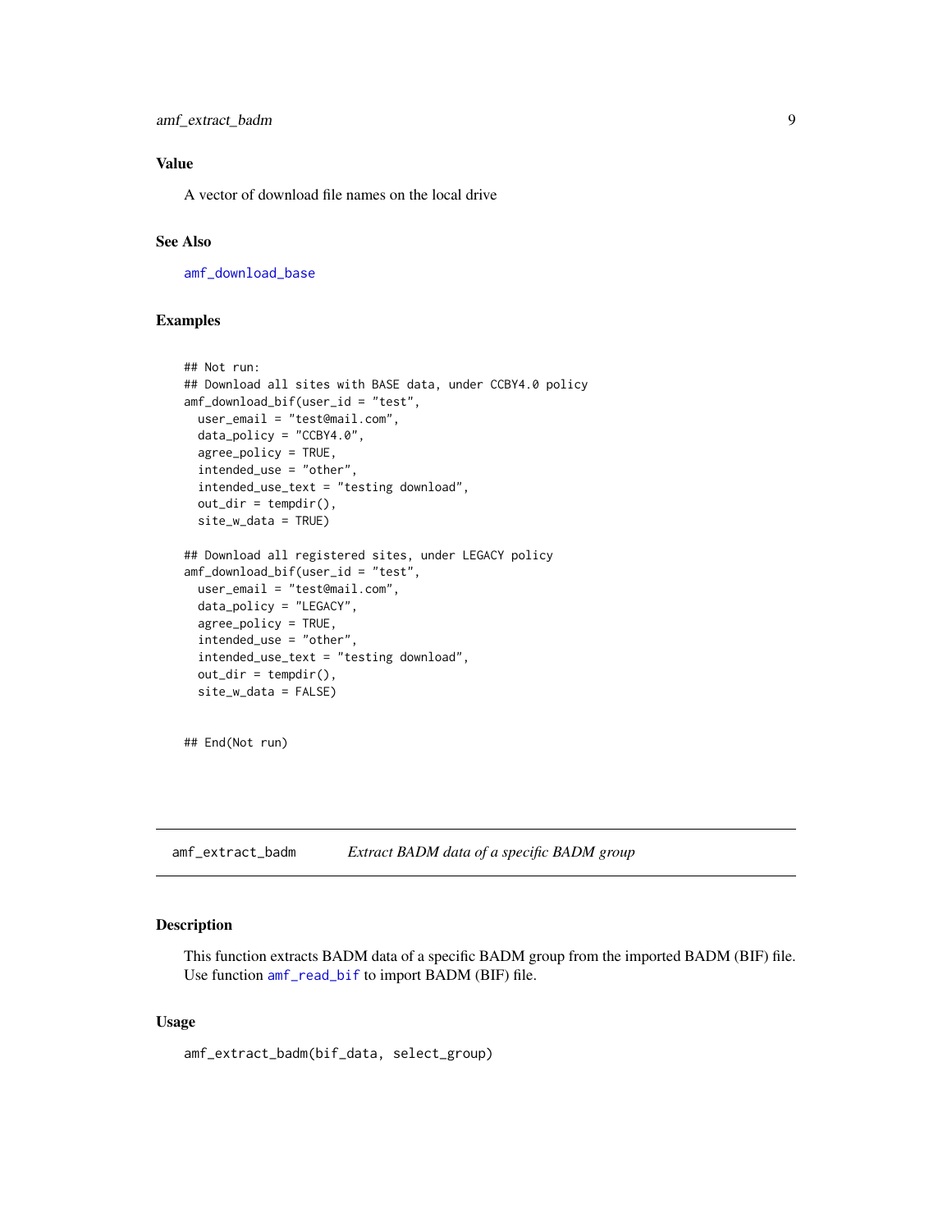### Value

A vector of download file names on the local drive

### See Also

amf_download_base

### Examples

```
## Not run:
## Download all sites with BASE data, under CCBY4.0 policy
amf_download_bif(user_id = "test",
  user_email = "test@mail.com",
  data_policy = "CCBY4.0",
  agree_policy = TRUE,
  intended_use = "other",
  intended_use_text = "testing download",
  out_dir = tempdir(),
  site_w_data = TRUE)

## Download all registered sites, under LEGACY policy
amf_download_bif(user_id = "test",
  user_email = "test@mail.com",
  data_policy = "LEGACY",
  agree_policy = TRUE,
  intended_use = "other",
  intended_use_text = "testing download",
  out_dir = tempdir(),
  site_w_data = FALSE)


## End(Not run)
```

---

## amf_extract_badm    *Extract BADM data of a specific BADM group*

---

### Description

This function extracts BADM data of a specific BADM group from the imported BADM (BIF) file. Use function amf_read_bif to import BADM (BIF) file.

### Usage

```
amf_extract_badm(bif_data, select_group)
```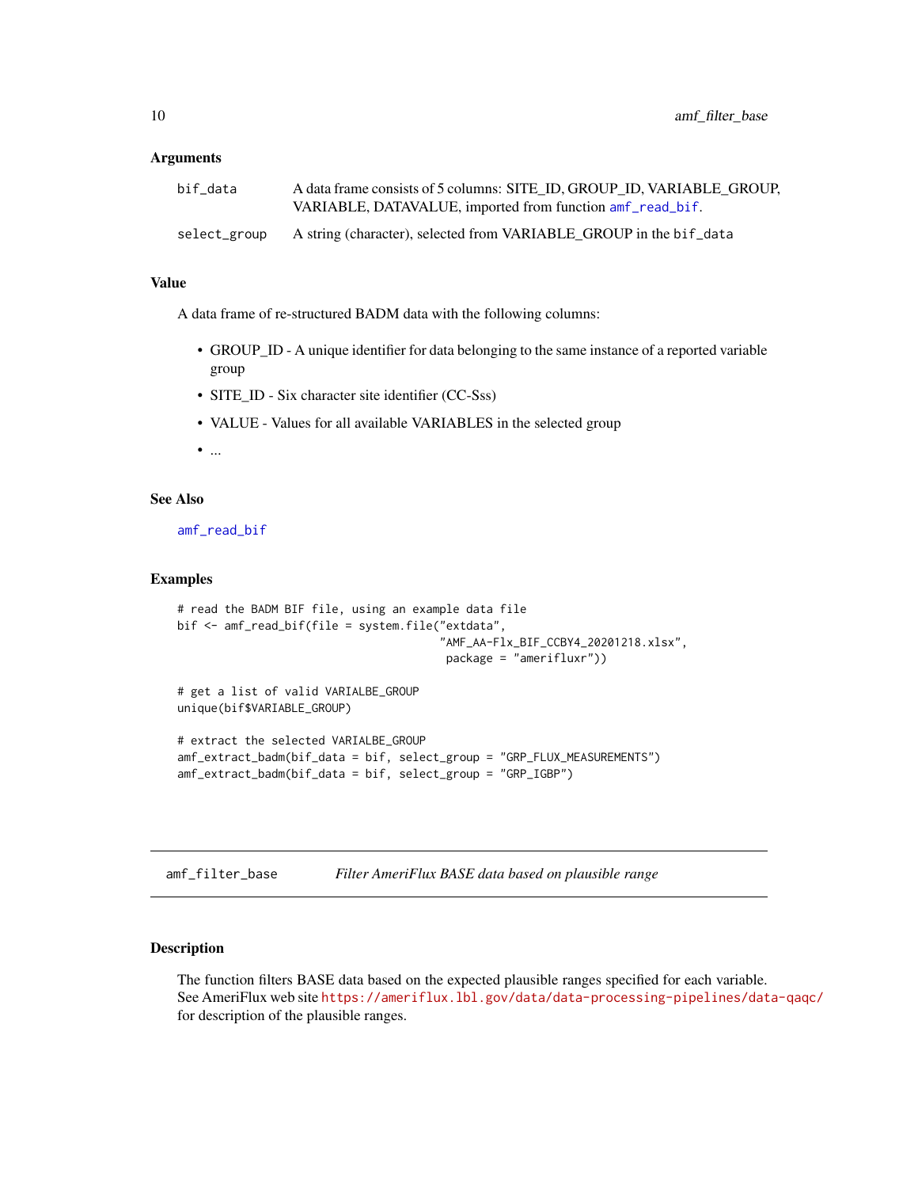### Arguments

| | |
|---|---|
| bif_data | A data frame consists of 5 columns: SITE_ID, GROUP_ID, VARIABLE_GROUP, VARIABLE, DATAVALUE, imported from function amf_read_bif. |
| select_group | A string (character), selected from VARIABLE_GROUP in the bif_data |

### Value

A data frame of re-structured BADM data with the following columns:

- GROUP_ID - A unique identifier for data belonging to the same instance of a reported variable group
- SITE_ID - Six character site identifier (CC-Sss)
- VALUE - Values for all available VARIABLES in the selected group
- ...

### See Also

amf_read_bif

### Examples

```
# read the BADM BIF file, using an example data file
bif <- amf_read_bif(file = system.file("extdata",
                                       "AMF_AA-Flx_BIF_CCBY4_20201218.xlsx",
                                        package = "amerifluxr"))

# get a list of valid VARIALBE_GROUP
unique(bif$VARIABLE_GROUP)

# extract the selected VARIALBE_GROUP
amf_extract_badm(bif_data = bif, select_group = "GRP_FLUX_MEASUREMENTS")
amf_extract_badm(bif_data = bif, select_group = "GRP_IGBP")
```

---

## amf_filter_base — *Filter AmeriFlux BASE data based on plausible range*

### Description

The function filters BASE data based on the expected plausible ranges specified for each variable. See AmeriFlux web site https://ameriflux.lbl.gov/data/data-processing-pipelines/data-qaqc/ for description of the plausible ranges.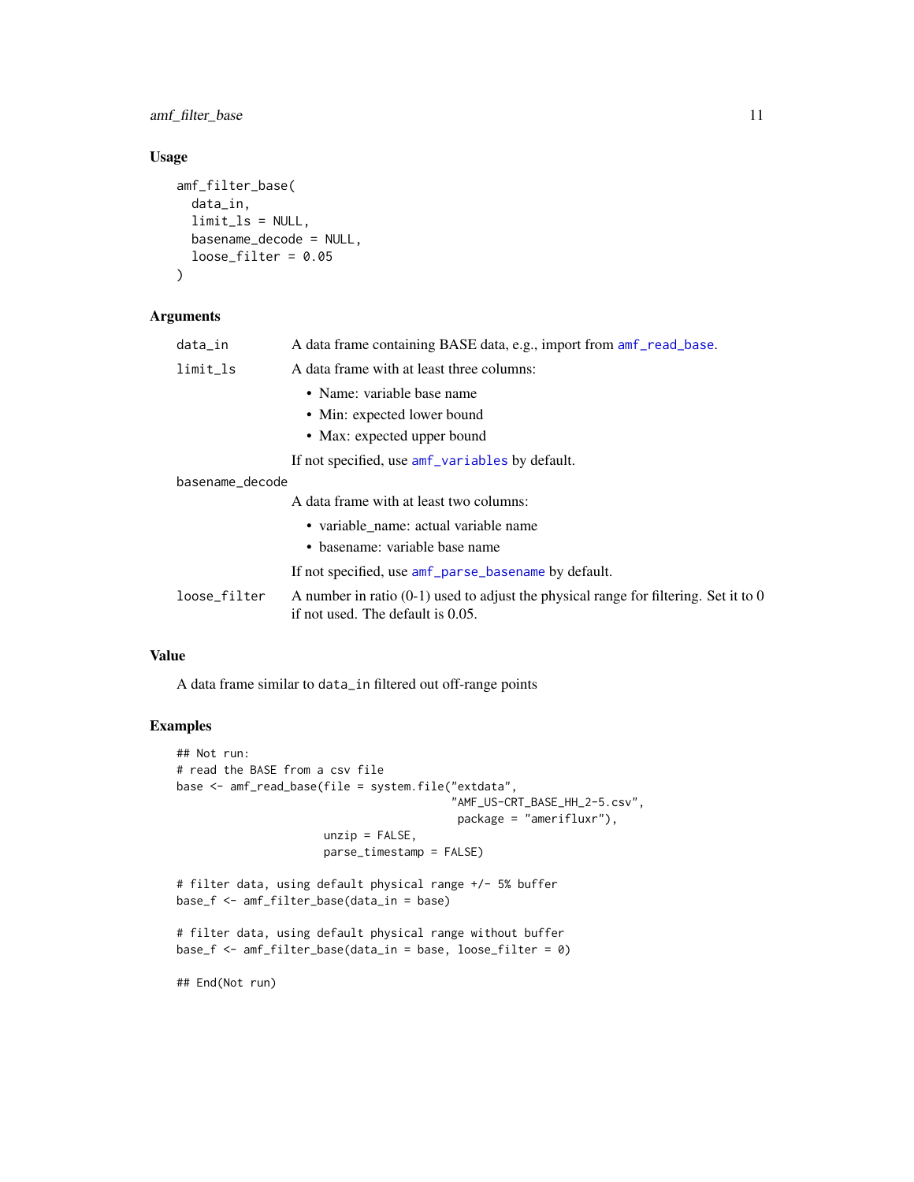## Usage

```
amf_filter_base(
  data_in,
  limit_ls = NULL,
  basename_decode = NULL,
  loose_filter = 0.05
)
```

## Arguments

`data_in` A data frame containing BASE data, e.g., import from `amf_read_base`.

`limit_ls` A data frame with at least three columns:

- Name: variable base name
- Min: expected lower bound
- Max: expected upper bound

If not specified, use `amf_variables` by default.

`basename_decode` A data frame with at least two columns:

- variable_name: actual variable name
- basename: variable base name

If not specified, use `amf_parse_basename` by default.

`loose_filter` A number in ratio (0-1) used to adjust the physical range for filtering. Set it to 0 if not used. The default is 0.05.

## Value

A data frame similar to `data_in` filtered out off-range points

## Examples

```
## Not run:
# read the BASE from a csv file
base <- amf_read_base(file = system.file("extdata",
                                         "AMF_US-CRT_BASE_HH_2-5.csv",
                                          package = "amerifluxr"),
                      unzip = FALSE,
                      parse_timestamp = FALSE)

# filter data, using default physical range +/- 5% buffer
base_f <- amf_filter_base(data_in = base)

# filter data, using default physical range without buffer
base_f <- amf_filter_base(data_in = base, loose_filter = 0)

## End(Not run)
```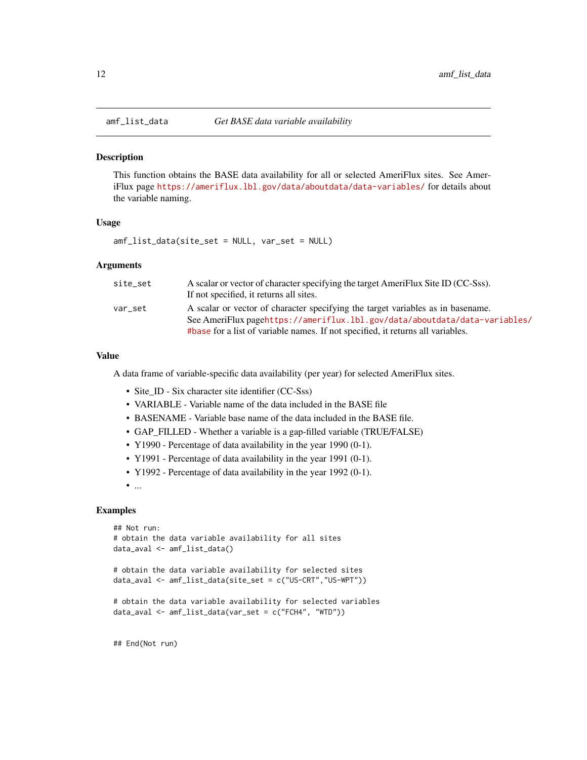## amf_list_data — *Get BASE data variable availability*

### Description

This function obtains the BASE data availability for all or selected AmeriFlux sites. See AmeriFlux page https://ameriflux.lbl.gov/data/aboutdata/data-variables/ for details about the variable naming.

### Usage

```
amf_list_data(site_set = NULL, var_set = NULL)
```

### Arguments

| | |
|---|---|
| site_set | A scalar or vector of character specifying the target AmeriFlux Site ID (CC-Sss). If not specified, it returns all sites. |
| var_set | A scalar or vector of character specifying the target variables as in basename. See AmeriFlux pagehttps://ameriflux.lbl.gov/data/aboutdata/data-variables/#base for a list of variable names. If not specified, it returns all variables. |

### Value

A data frame of variable-specific data availability (per year) for selected AmeriFlux sites.

- Site_ID - Six character site identifier (CC-Sss)
- VARIABLE - Variable name of the data included in the BASE file
- BASENAME - Variable base name of the data included in the BASE file.
- GAP_FILLED - Whether a variable is a gap-filled variable (TRUE/FALSE)
- Y1990 - Percentage of data availability in the year 1990 (0-1).
- Y1991 - Percentage of data availability in the year 1991 (0-1).
- Y1992 - Percentage of data availability in the year 1992 (0-1).
- ...

### Examples

```
## Not run:
# obtain the data variable availability for all sites
data_aval <- amf_list_data()

# obtain the data variable availability for selected sites
data_aval <- amf_list_data(site_set = c("US-CRT","US-WPT"))

# obtain the data variable availability for selected variables
data_aval <- amf_list_data(var_set = c("FCH4", "WTD"))


## End(Not run)
```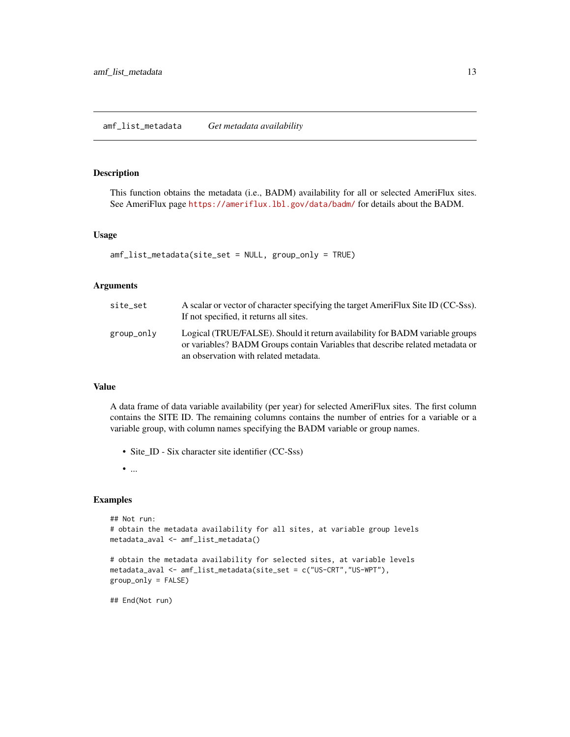## amf_list_metadata *Get metadata availability*

### Description

This function obtains the metadata (i.e., BADM) availability for all or selected AmeriFlux sites. See AmeriFlux page https://ameriflux.lbl.gov/data/badm/ for details about the BADM.

### Usage

```
amf_list_metadata(site_set = NULL, group_only = TRUE)
```

### Arguments

| | |
|---|---|
| site_set | A scalar or vector of character specifying the target AmeriFlux Site ID (CC-Sss). If not specified, it returns all sites. |
| group_only | Logical (TRUE/FALSE). Should it return availability for BADM variable groups or variables? BADM Groups contain Variables that describe related metadata or an observation with related metadata. |

### Value

A data frame of data variable availability (per year) for selected AmeriFlux sites. The first column contains the SITE ID. The remaining columns contains the number of entries for a variable or a variable group, with column names specifying the BADM variable or group names.

- Site_ID - Six character site identifier (CC-Sss)
- ...

### Examples

```
## Not run:
# obtain the metadata availability for all sites, at variable group levels
metadata_aval <- amf_list_metadata()

# obtain the metadata availability for selected sites, at variable levels
metadata_aval <- amf_list_metadata(site_set = c("US-CRT","US-WPT"),
group_only = FALSE)

## End(Not run)
```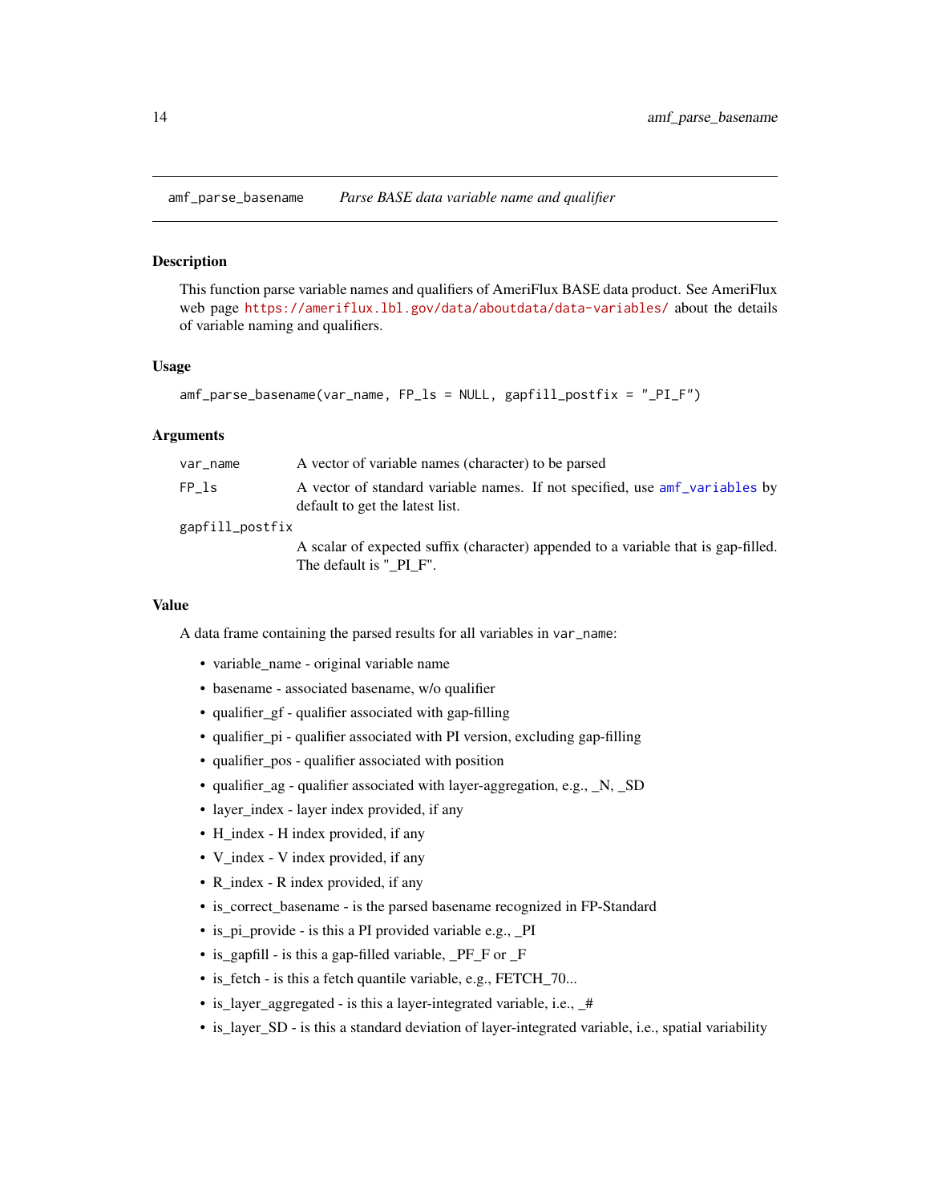## amf_parse_basename *Parse BASE data variable name and qualifier*

### Description

This function parse variable names and qualifiers of AmeriFlux BASE data product. See AmeriFlux web page https://ameriflux.lbl.gov/data/aboutdata/data-variables/ about the details of variable naming and qualifiers.

### Usage

```
amf_parse_basename(var_name, FP_ls = NULL, gapfill_postfix = "_PI_F")
```

### Arguments

| | |
|---|---|
| `var_name` | A vector of variable names (character) to be parsed |
| `FP_ls` | A vector of standard variable names. If not specified, use `amf_variables` by default to get the latest list. |
| `gapfill_postfix` | A scalar of expected suffix (character) appended to a variable that is gap-filled. The default is "_PI_F". |

### Value

A data frame containing the parsed results for all variables in `var_name`:

- variable_name - original variable name
- basename - associated basename, w/o qualifier
- qualifier_gf - qualifier associated with gap-filling
- qualifier_pi - qualifier associated with PI version, excluding gap-filling
- qualifier_pos - qualifier associated with position
- qualifier_ag - qualifier associated with layer-aggregation, e.g., _N, _SD
- layer_index - layer index provided, if any
- H_index - H index provided, if any
- V_index - V index provided, if any
- R_index - R index provided, if any
- is_correct_basename - is the parsed basename recognized in FP-Standard
- is_pi_provide - is this a PI provided variable e.g., _PI
- is_gapfill - is this a gap-filled variable, _PF_F or _F
- is_fetch - is this a fetch quantile variable, e.g., FETCH_70...
- is_layer_aggregated - is this a layer-integrated variable, i.e., _#
- is_layer_SD - is this a standard deviation of layer-integrated variable, i.e., spatial variability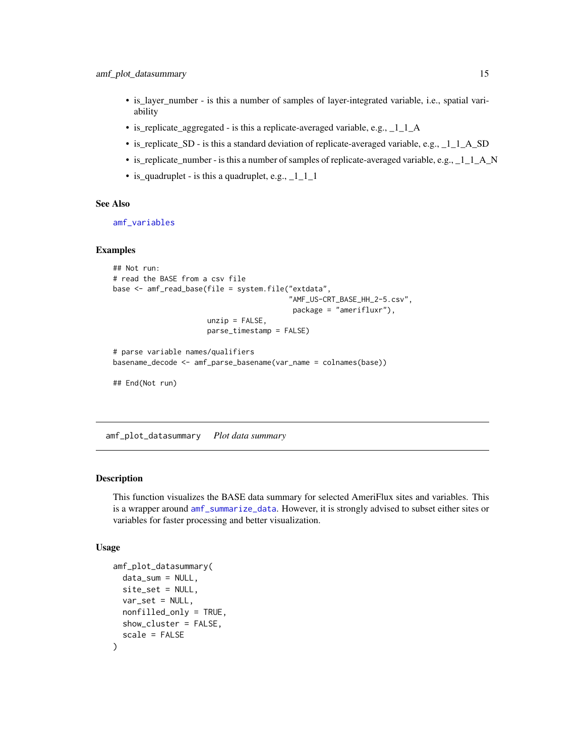- is_layer_number - is this a number of samples of layer-integrated variable, i.e., spatial variability
- is_replicate_aggregated - is this a replicate-averaged variable, e.g., _1_1_A
- is_replicate_SD - is this a standard deviation of replicate-averaged variable, e.g., _1_1_A_SD
- is_replicate_number - is this a number of samples of replicate-averaged variable, e.g., _1_1_A_N
- is_quadruplet - is this a quadruplet, e.g., _1_1_1

### See Also

amf_variables

### Examples

```
## Not run:
# read the BASE from a csv file
base <- amf_read_base(file = system.file("extdata",
                                          "AMF_US-CRT_BASE_HH_2-5.csv",
                                           package = "amerifluxr"),
                      unzip = FALSE,
                      parse_timestamp = FALSE)

# parse variable names/qualifiers
basename_decode <- amf_parse_basename(var_name = colnames(base))

## End(Not run)
```

---

## amf_plot_datasummary *Plot data summary*

### Description

This function visualizes the BASE data summary for selected AmeriFlux sites and variables. This is a wrapper around amf_summarize_data. However, it is strongly advised to subset either sites or variables for faster processing and better visualization.

### Usage

```
amf_plot_datasummary(
  data_sum = NULL,
  site_set = NULL,
  var_set = NULL,
  nonfilled_only = TRUE,
  show_cluster = FALSE,
  scale = FALSE
)
```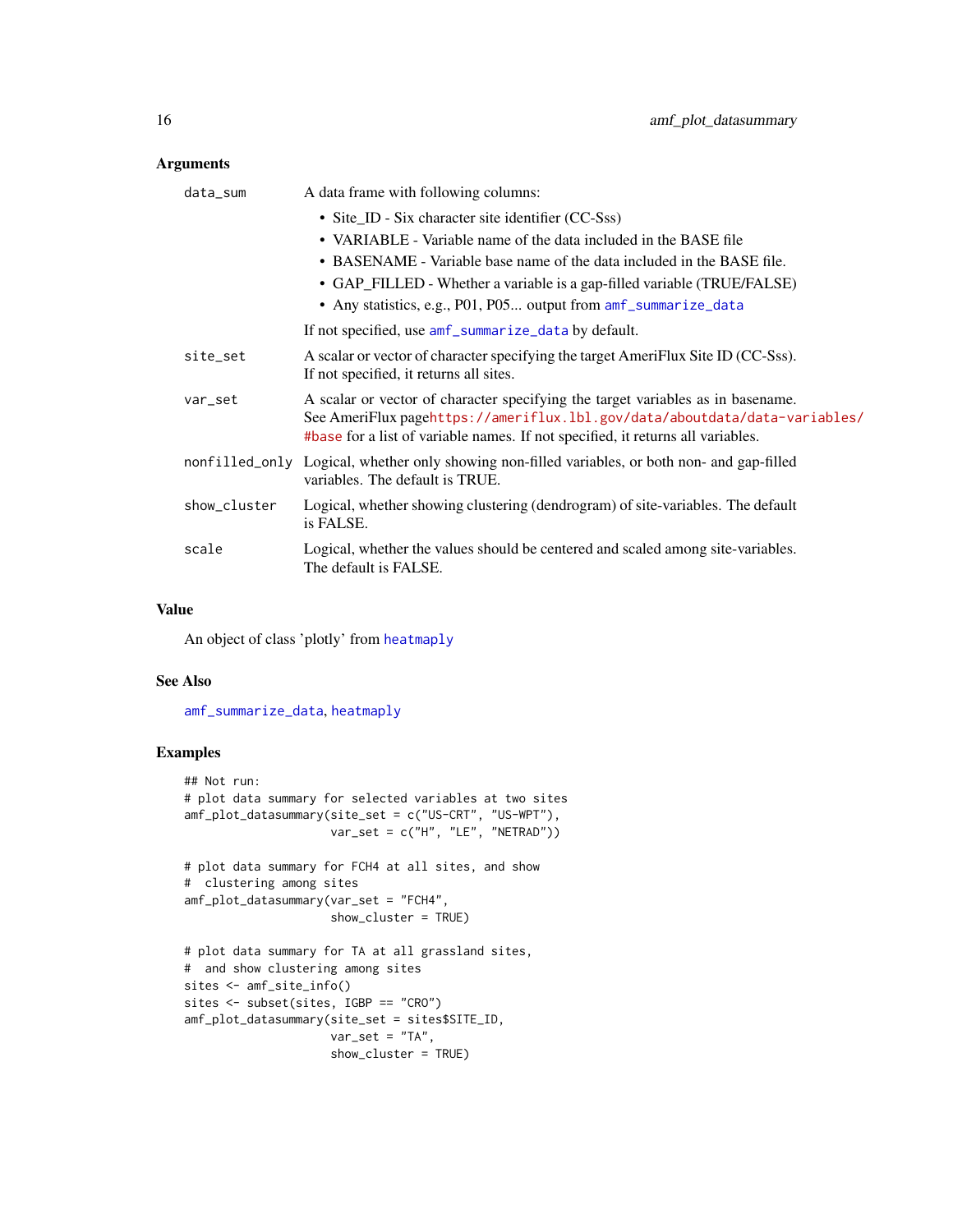## Arguments

| | |
|---|---|
| data_sum | A data frame with following columns: <br>• Site_ID - Six character site identifier (CC-Sss) <br>• VARIABLE - Variable name of the data included in the BASE file <br>• BASENAME - Variable base name of the data included in the BASE file. <br>• GAP_FILLED - Whether a variable is a gap-filled variable (TRUE/FALSE) <br>• Any statistics, e.g., P01, P05... output from amf_summarize_data <br>If not specified, use amf_summarize_data by default. |
| site_set | A scalar or vector of character specifying the target AmeriFlux Site ID (CC-Sss). If not specified, it returns all sites. |
| var_set | A scalar or vector of character specifying the target variables as in basename. See AmeriFlux pagehttps://ameriflux.lbl.gov/data/aboutdata/data-variables/#base for a list of variable names. If not specified, it returns all variables. |
| nonfilled_only | Logical, whether only showing non-filled variables, or both non- and gap-filled variables. The default is TRUE. |
| show_cluster | Logical, whether showing clustering (dendrogram) of site-variables. The default is FALSE. |
| scale | Logical, whether the values should be centered and scaled among site-variables. The default is FALSE. |

## Value

An object of class 'plotly' from heatmaply

## See Also

amf_summarize_data, heatmaply

## Examples

```
## Not run:
# plot data summary for selected variables at two sites
amf_plot_datasummary(site_set = c("US-CRT", "US-WPT"),
                     var_set = c("H", "LE", "NETRAD"))

# plot data summary for FCH4 at all sites, and show
#  clustering among sites
amf_plot_datasummary(var_set = "FCH4",
                     show_cluster = TRUE)

# plot data summary for TA at all grassland sites,
#  and show clustering among sites
sites <- amf_site_info()
sites <- subset(sites, IGBP == "CRO")
amf_plot_datasummary(site_set = sites$SITE_ID,
                     var_set = "TA",
                     show_cluster = TRUE)
```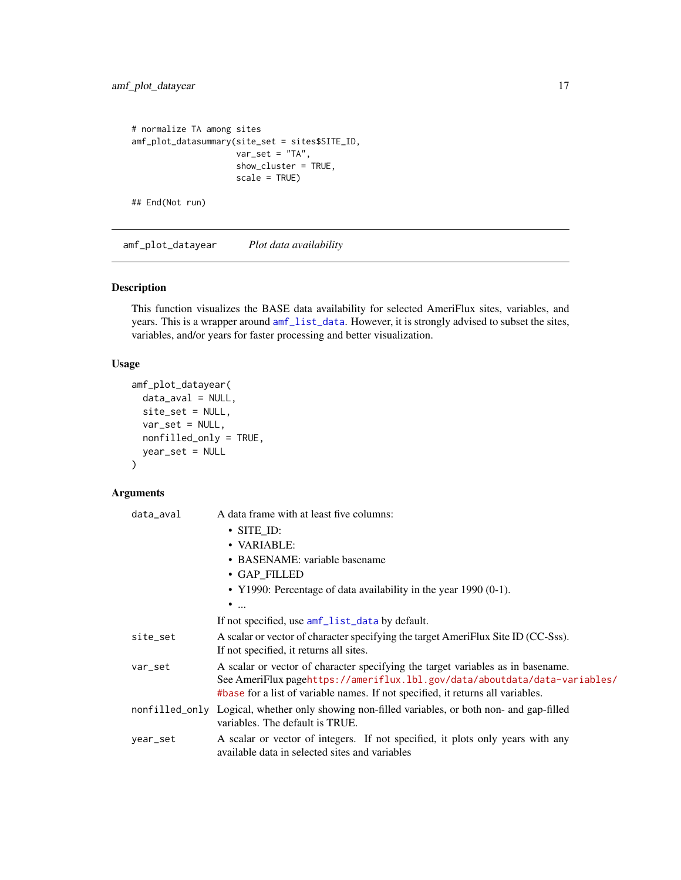```
# normalize TA among sites
amf_plot_datasummary(site_set = sites$SITE_ID,
                     var_set = "TA",
                     show_cluster = TRUE,
                     scale = TRUE)

## End(Not run)
```

## amf_plot_datayear    *Plot data availability*

### Description

This function visualizes the BASE data availability for selected AmeriFlux sites, variables, and years. This is a wrapper around `amf_list_data`. However, it is strongly advised to subset the sites, variables, and/or years for faster processing and better visualization.

### Usage

```
amf_plot_datayear(
  data_aval = NULL,
  site_set = NULL,
  var_set = NULL,
  nonfilled_only = TRUE,
  year_set = NULL
)
```

### Arguments

`data_aval` A data frame with at least five columns:

- SITE_ID:
- VARIABLE:
- BASENAME: variable basename
- GAP_FILLED
- Y1990: Percentage of data availability in the year 1990 (0-1).
- ...

If not specified, use `amf_list_data` by default.

`site_set` A scalar or vector of character specifying the target AmeriFlux Site ID (CC-Sss). If not specified, it returns all sites.

`var_set` A scalar or vector of character specifying the target variables as in basename. See AmeriFlux pagehttps://ameriflux.lbl.gov/data/aboutdata/data-variables/#base for a list of variable names. If not specified, it returns all variables.

`nonfilled_only` Logical, whether only showing non-filled variables, or both non- and gap-filled variables. The default is TRUE.

`year_set` A scalar or vector of integers. If not specified, it plots only years with any available data in selected sites and variables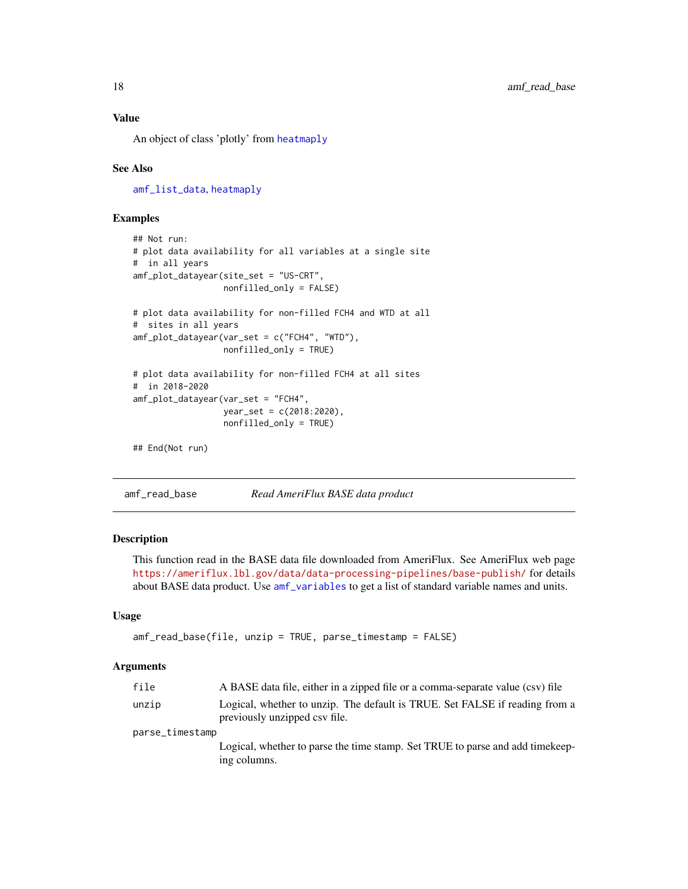### Value

An object of class 'plotly' from heatmaply

### See Also

amf_list_data, heatmaply

### Examples

```
## Not run:
# plot data availability for all variables at a single site
#  in all years
amf_plot_datayear(site_set = "US-CRT",
                  nonfilled_only = FALSE)

# plot data availability for non-filled FCH4 and WTD at all
#  sites in all years
amf_plot_datayear(var_set = c("FCH4", "WTD"),
                  nonfilled_only = TRUE)

# plot data availability for non-filled FCH4 at all sites
#  in 2018-2020
amf_plot_datayear(var_set = "FCH4",
                  year_set = c(2018:2020),
                  nonfilled_only = TRUE)

## End(Not run)
```

---

## amf_read_base    *Read AmeriFlux BASE data product*

### Description

This function read in the BASE data file downloaded from AmeriFlux. See AmeriFlux web page https://ameriflux.lbl.gov/data/data-processing-pipelines/base-publish/ for details about BASE data product. Use amf_variables to get a list of standard variable names and units.

### Usage

```
amf_read_base(file, unzip = TRUE, parse_timestamp = FALSE)
```

### Arguments

| | |
|---|---|
| file | A BASE data file, either in a zipped file or a comma-separate value (csv) file |
| unzip | Logical, whether to unzip. The default is TRUE. Set FALSE if reading from a previously unzipped csv file. |
| parse_timestamp | Logical, whether to parse the time stamp. Set TRUE to parse and add timekeeping columns. |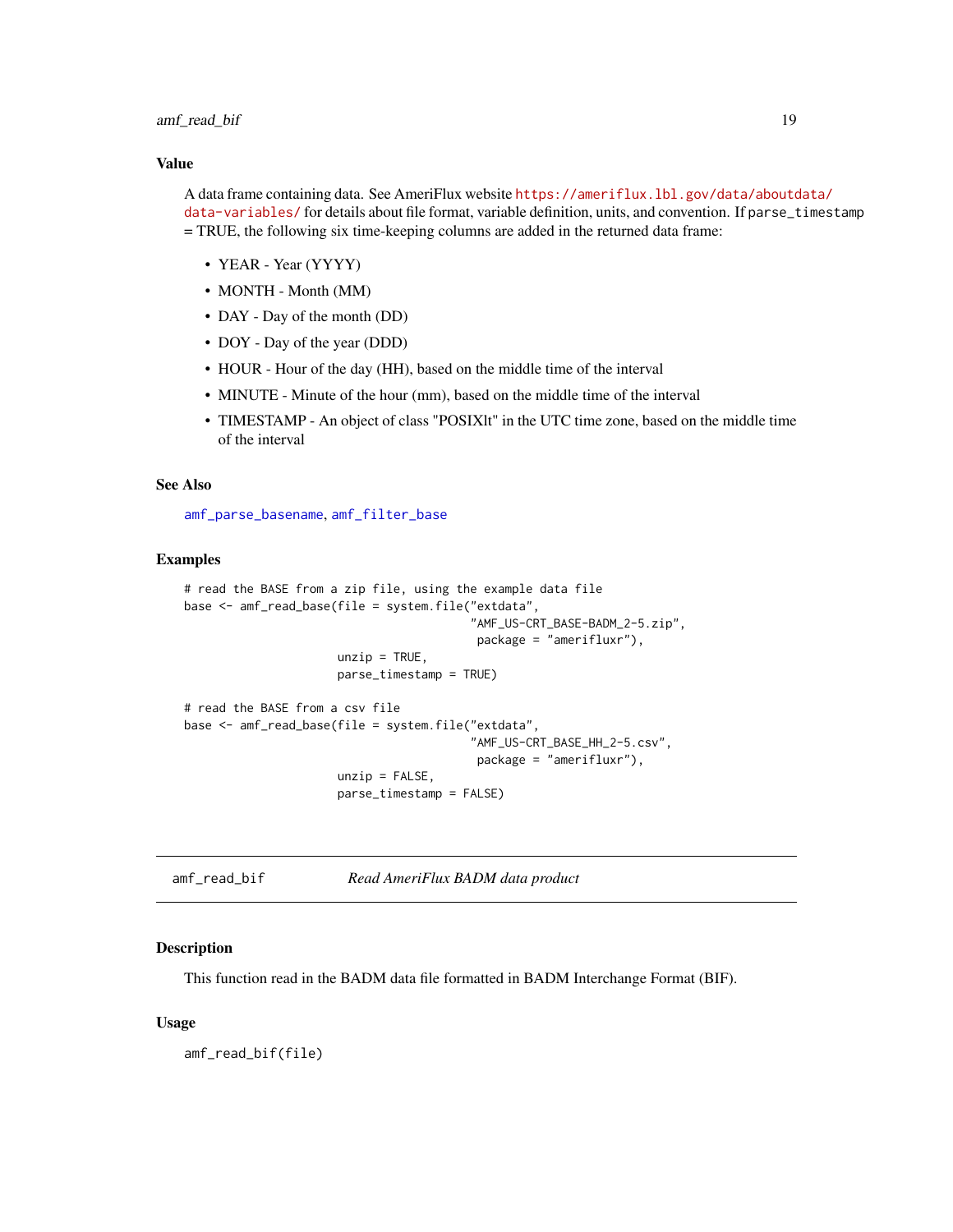### Value

A data frame containing data. See AmeriFlux website https://ameriflux.lbl.gov/data/aboutdata/data-variables/ for details about file format, variable definition, units, and convention. If `parse_timestamp` = TRUE, the following six time-keeping columns are added in the returned data frame:

- YEAR - Year (YYYY)
- MONTH - Month (MM)
- DAY - Day of the month (DD)
- DOY - Day of the year (DDD)
- HOUR - Hour of the day (HH), based on the middle time of the interval
- MINUTE - Minute of the hour (mm), based on the middle time of the interval
- TIMESTAMP - An object of class "POSIXlt" in the UTC time zone, based on the middle time of the interval

### See Also

`amf_parse_basename`, `amf_filter_base`

### Examples

```
# read the BASE from a zip file, using the example data file
base <- amf_read_base(file = system.file("extdata",
                                         "AMF_US-CRT_BASE-BADM_2-5.zip",
                                          package = "amerifluxr"),
                      unzip = TRUE,
                      parse_timestamp = TRUE)

# read the BASE from a csv file
base <- amf_read_base(file = system.file("extdata",
                                         "AMF_US-CRT_BASE_HH_2-5.csv",
                                          package = "amerifluxr"),
                      unzip = FALSE,
                      parse_timestamp = FALSE)
```

---

## `amf_read_bif` *Read AmeriFlux BADM data product*

### Description

This function read in the BADM data file formatted in BADM Interchange Format (BIF).

### Usage

```
amf_read_bif(file)
```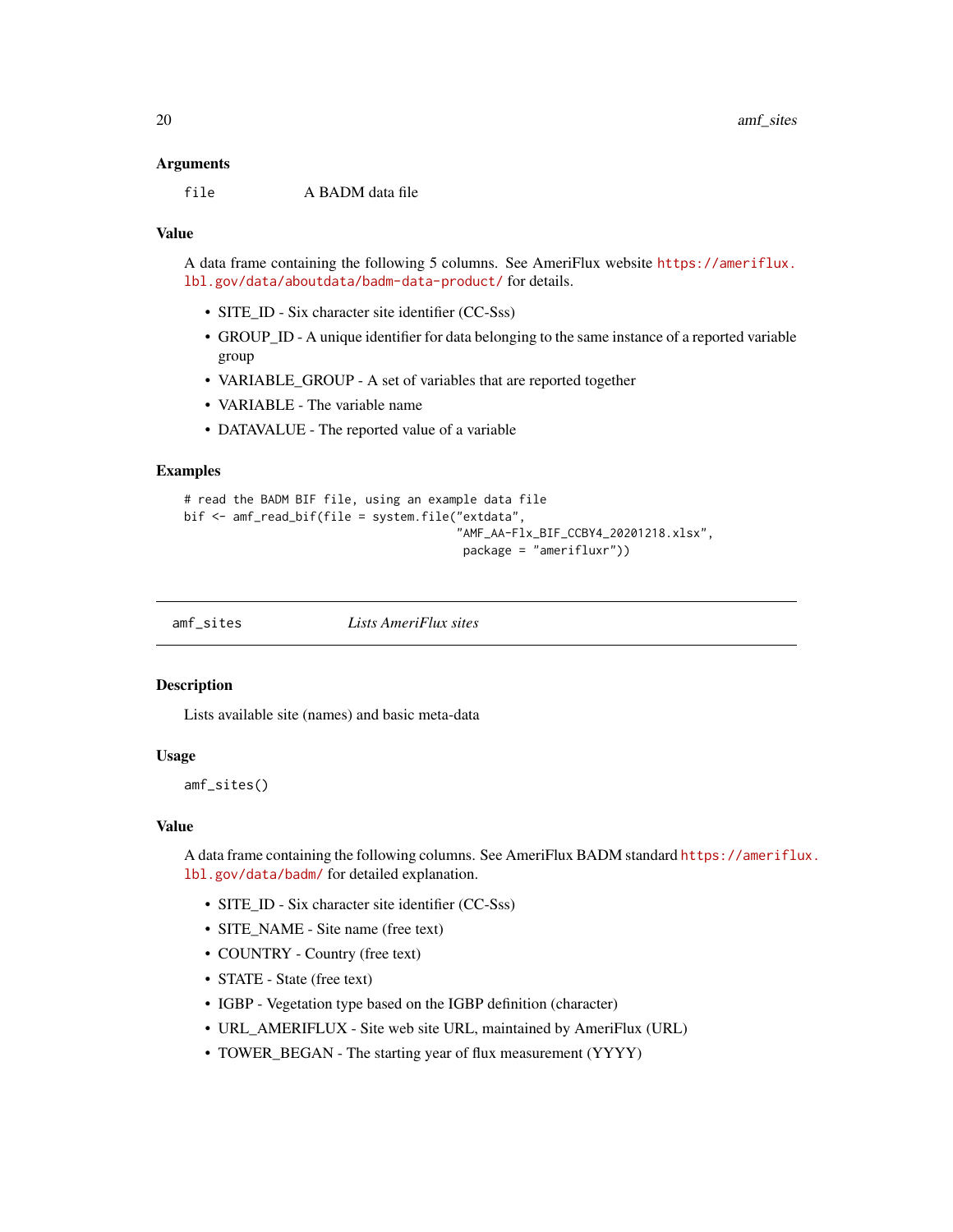### Arguments

`file` A BADM data file

### Value

A data frame containing the following 5 columns. See AmeriFlux website https://ameriflux.lbl.gov/data/aboutdata/badm-data-product/ for details.

- SITE_ID - Six character site identifier (CC-Sss)
- GROUP_ID - A unique identifier for data belonging to the same instance of a reported variable group
- VARIABLE_GROUP - A set of variables that are reported together
- VARIABLE - The variable name
- DATAVALUE - The reported value of a variable

### Examples

```
# read the BADM BIF file, using an example data file
bif <- amf_read_bif(file = system.file("extdata",
                                       "AMF_AA-Flx_BIF_CCBY4_20201218.xlsx",
                                        package = "amerifluxr"))
```

---

## amf_sites *Lists AmeriFlux sites*

### Description

Lists available site (names) and basic meta-data

### Usage

```
amf_sites()
```

### Value

A data frame containing the following columns. See AmeriFlux BADM standard https://ameriflux.lbl.gov/data/badm/ for detailed explanation.

- SITE_ID - Six character site identifier (CC-Sss)
- SITE_NAME - Site name (free text)
- COUNTRY - Country (free text)
- STATE - State (free text)
- IGBP - Vegetation type based on the IGBP definition (character)
- URL_AMERIFLUX - Site web site URL, maintained by AmeriFlux (URL)
- TOWER_BEGAN - The starting year of flux measurement (YYYY)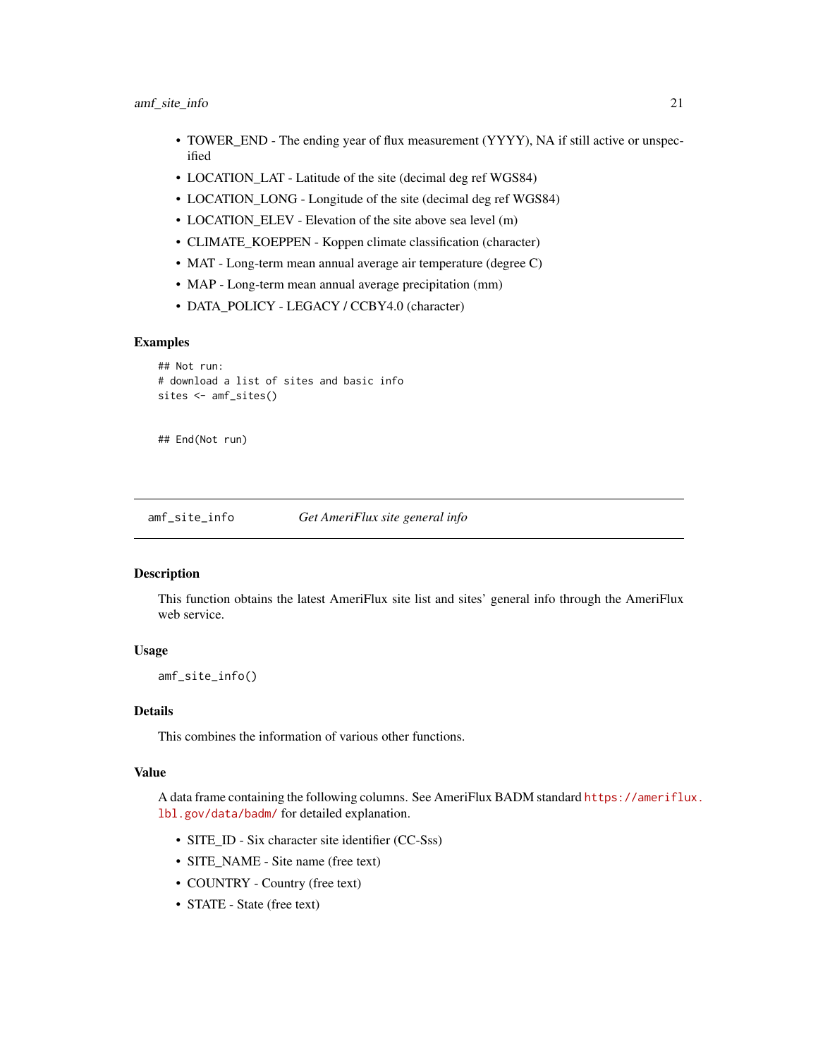- TOWER_END - The ending year of flux measurement (YYYY), NA if still active or unspecified
- LOCATION_LAT - Latitude of the site (decimal deg ref WGS84)
- LOCATION_LONG - Longitude of the site (decimal deg ref WGS84)
- LOCATION_ELEV - Elevation of the site above sea level (m)
- CLIMATE_KOEPPEN - Koppen climate classification (character)
- MAT - Long-term mean annual average air temperature (degree C)
- MAP - Long-term mean annual average precipitation (mm)
- DATA_POLICY - LEGACY / CCBY4.0 (character)

### Examples

```
## Not run:
# download a list of sites and basic info
sites <- amf_sites()


## End(Not run)
```

---

## amf_site_info    *Get AmeriFlux site general info*

---

### Description

This function obtains the latest AmeriFlux site list and sites' general info through the AmeriFlux web service.

### Usage

```
amf_site_info()
```

### Details

This combines the information of various other functions.

### Value

A data frame containing the following columns. See AmeriFlux BADM standard https://ameriflux.lbl.gov/data/badm/ for detailed explanation.

- SITE_ID - Six character site identifier (CC-Sss)
- SITE_NAME - Site name (free text)
- COUNTRY - Country (free text)
- STATE - State (free text)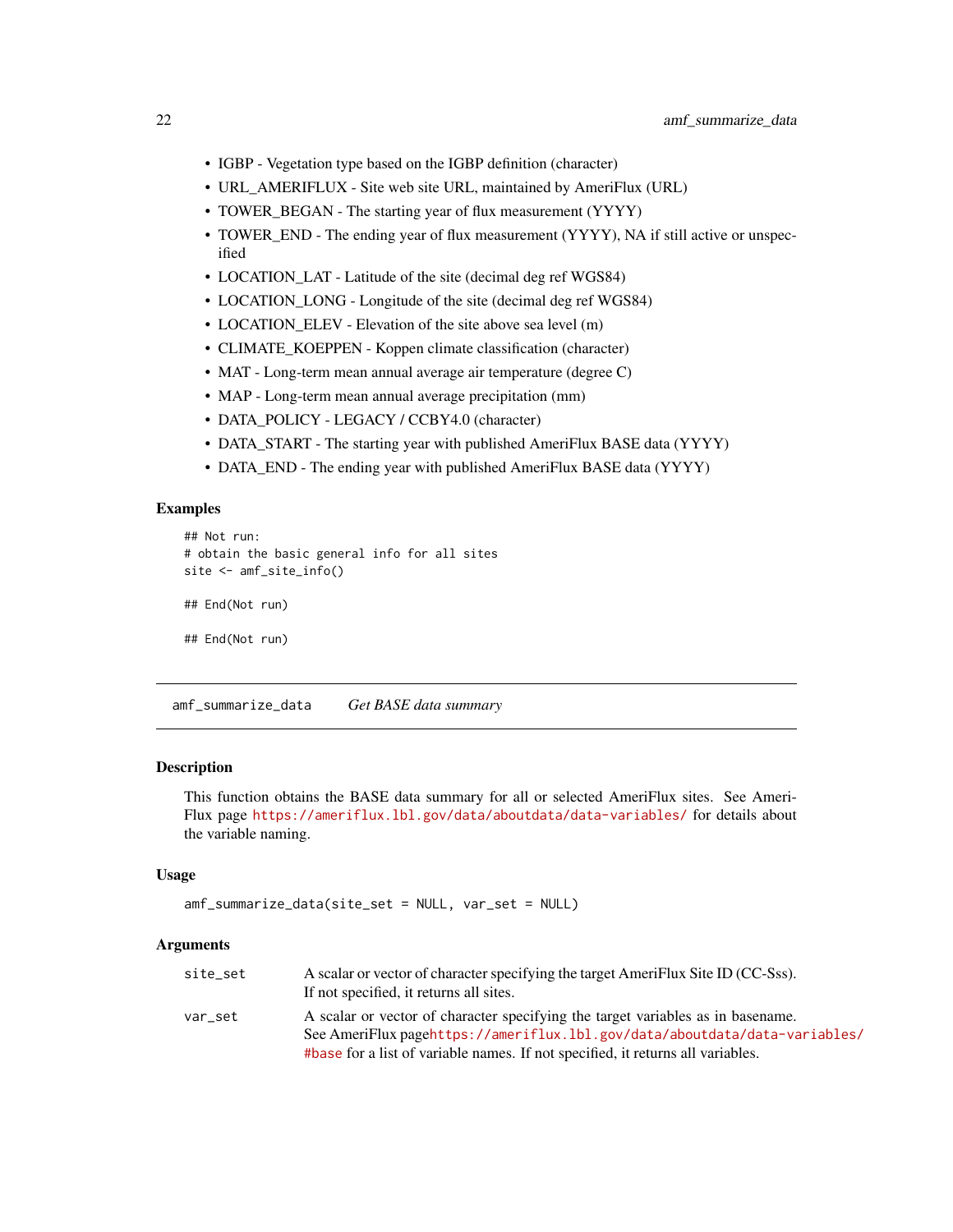- IGBP - Vegetation type based on the IGBP definition (character)
- URL_AMERIFLUX - Site web site URL, maintained by AmeriFlux (URL)
- TOWER_BEGAN - The starting year of flux measurement (YYYY)
- TOWER_END - The ending year of flux measurement (YYYY), NA if still active or unspecified
- LOCATION_LAT - Latitude of the site (decimal deg ref WGS84)
- LOCATION_LONG - Longitude of the site (decimal deg ref WGS84)
- LOCATION_ELEV - Elevation of the site above sea level (m)
- CLIMATE_KOEPPEN - Koppen climate classification (character)
- MAT - Long-term mean annual average air temperature (degree C)
- MAP - Long-term mean annual average precipitation (mm)
- DATA_POLICY - LEGACY / CCBY4.0 (character)
- DATA_START - The starting year with published AmeriFlux BASE data (YYYY)
- DATA_END - The ending year with published AmeriFlux BASE data (YYYY)

### Examples

```
## Not run:
# obtain the basic general info for all sites
site <- amf_site_info()

## End(Not run)

## End(Not run)
```

---

## amf_summarize_data *Get BASE data summary*

### Description

This function obtains the BASE data summary for all or selected AmeriFlux sites. See AmeriFlux page https://ameriflux.lbl.gov/data/aboutdata/data-variables/ for details about the variable naming.

### Usage

```
amf_summarize_data(site_set = NULL, var_set = NULL)
```

### Arguments

| | |
|---|---|
| site_set | A scalar or vector of character specifying the target AmeriFlux Site ID (CC-Sss). If not specified, it returns all sites. |
| var_set | A scalar or vector of character specifying the target variables as in basename. See AmeriFlux pagehttps://ameriflux.lbl.gov/data/aboutdata/data-variables/#base for a list of variable names. If not specified, it returns all variables. |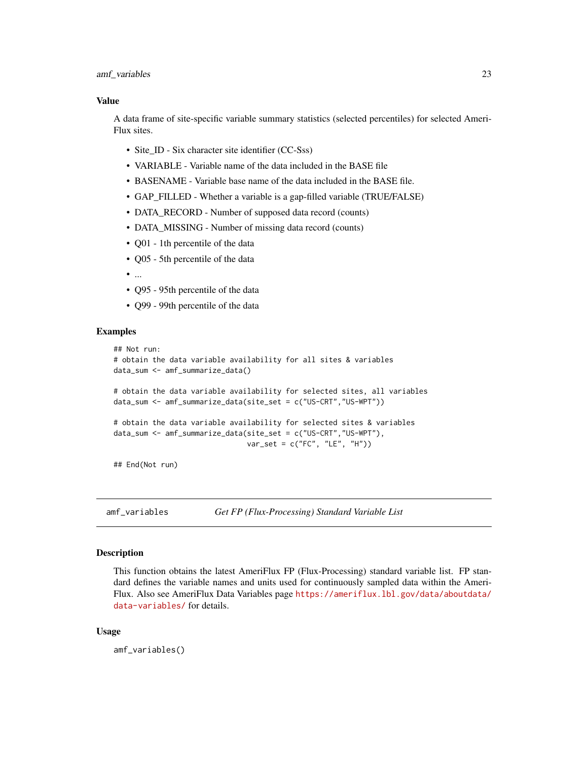### Value

A data frame of site-specific variable summary statistics (selected percentiles) for selected AmeriFlux sites.

- Site_ID - Six character site identifier (CC-Sss)
- VARIABLE - Variable name of the data included in the BASE file
- BASENAME - Variable base name of the data included in the BASE file.
- GAP_FILLED - Whether a variable is a gap-filled variable (TRUE/FALSE)
- DATA_RECORD - Number of supposed data record (counts)
- DATA_MISSING - Number of missing data record (counts)
- Q01 - 1th percentile of the data
- Q05 - 5th percentile of the data
- ...
- Q95 - 95th percentile of the data
- Q99 - 99th percentile of the data

### Examples

```
## Not run:
# obtain the data variable availability for all sites & variables
data_sum <- amf_summarize_data()

# obtain the data variable availability for selected sites, all variables
data_sum <- amf_summarize_data(site_set = c("US-CRT","US-WPT"))

# obtain the data variable availability for selected sites & variables
data_sum <- amf_summarize_data(site_set = c("US-CRT","US-WPT"),
                               var_set = c("FC", "LE", "H"))

## End(Not run)
```

---

## amf_variables *Get FP (Flux-Processing) Standard Variable List*

---

### Description

This function obtains the latest AmeriFlux FP (Flux-Processing) standard variable list. FP standard defines the variable names and units used for continuously sampled data within the AmeriFlux. Also see AmeriFlux Data Variables page https://ameriflux.lbl.gov/data/aboutdata/data-variables/ for details.

### Usage

```
amf_variables()
```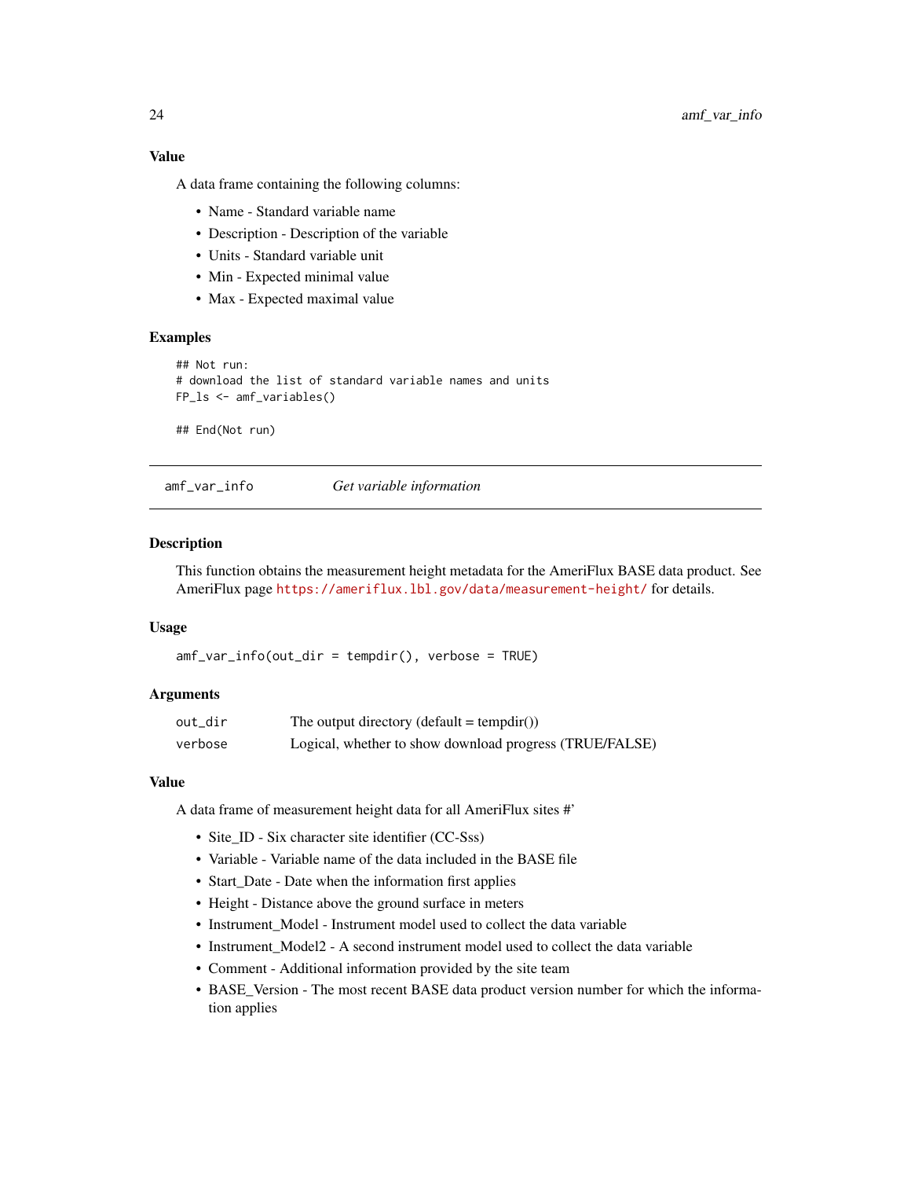### Value

A data frame containing the following columns:

- Name - Standard variable name
- Description - Description of the variable
- Units - Standard variable unit
- Min - Expected minimal value
- Max - Expected maximal value

### Examples

```
## Not run:
# download the list of standard variable names and units
FP_ls <- amf_variables()

## End(Not run)
```

---

## amf_var_info — *Get variable information*

---

### Description

This function obtains the measurement height metadata for the AmeriFlux BASE data product. See AmeriFlux page https://ameriflux.lbl.gov/data/measurement-height/ for details.

### Usage

```
amf_var_info(out_dir = tempdir(), verbose = TRUE)
```

### Arguments

| | |
|---|---|
| out_dir | The output directory (default = tempdir()) |
| verbose | Logical, whether to show download progress (TRUE/FALSE) |

### Value

A data frame of measurement height data for all AmeriFlux sites #'

- Site_ID - Six character site identifier (CC-Sss)
- Variable - Variable name of the data included in the BASE file
- Start_Date - Date when the information first applies
- Height - Distance above the ground surface in meters
- Instrument_Model - Instrument model used to collect the data variable
- Instrument_Model2 - A second instrument model used to collect the data variable
- Comment - Additional information provided by the site team
- BASE_Version - The most recent BASE data product version number for which the information applies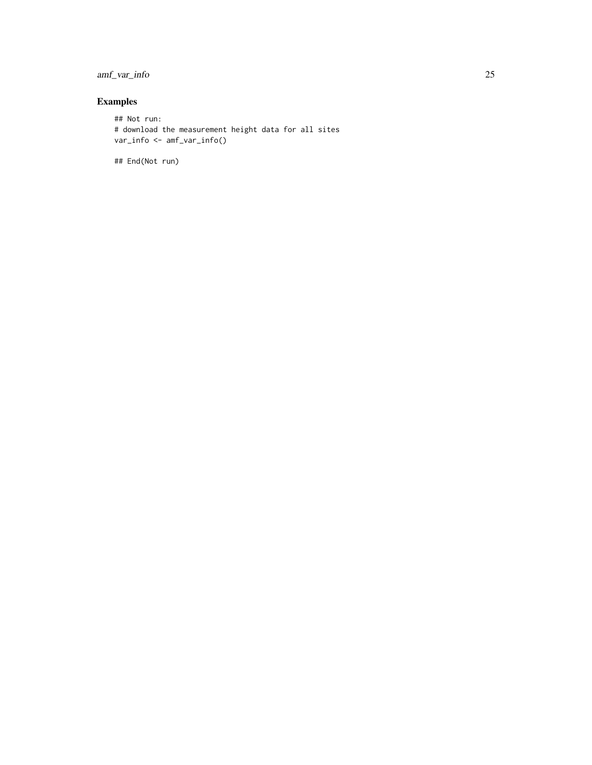## Examples

```
## Not run:
# download the measurement height data for all sites
var_info <- amf_var_info()

## End(Not run)
```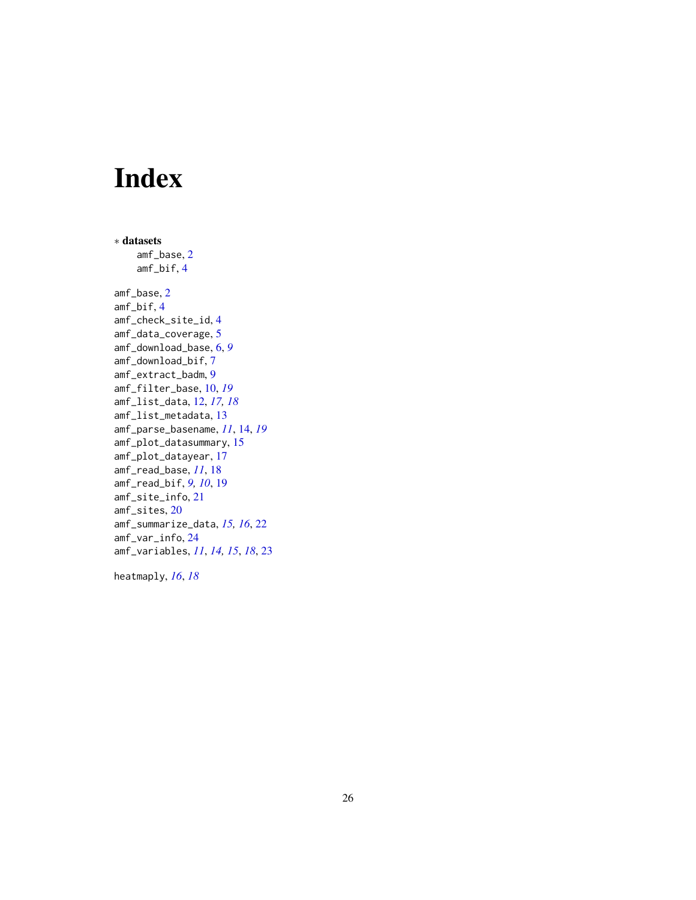# Index

∗ **datasets**
    amf_base, 2
    amf_bif, 4

amf_base, 2
amf_bif, 4
amf_check_site_id, 4
amf_data_coverage, 5
amf_download_base, 6, *9*
amf_download_bif, 7
amf_extract_badm, 9
amf_filter_base, 10, *19*
amf_list_data, 12, *17, 18*
amf_list_metadata, 13
amf_parse_basename, *11*, 14, *19*
amf_plot_datasummary, 15
amf_plot_datayear, 17
amf_read_base, *11*, 18
amf_read_bif, *9, 10*, 19
amf_site_info, 21
amf_sites, 20
amf_summarize_data, *15, 16*, 22
amf_var_info, 24
amf_variables, *11*, *14, 15*, *18*, 23

heatmaply, *16*, *18*